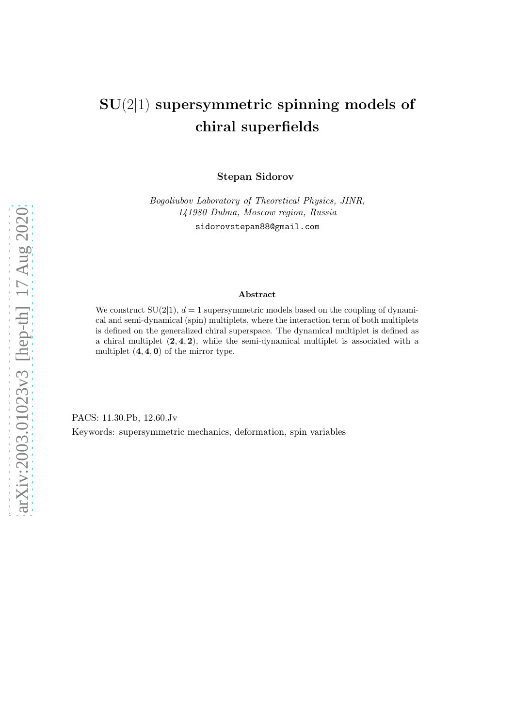# $\mathbf{SU}(2|1)$ supersymmetric spinning models of chiral superfields

**Stepan Sidorov**

*Bogoliubov Laboratory of Theoretical Physics, JINR, 141980 Dubna, Moscow region, Russia*

sidorovstepan88@gmail.com

### Abstract

We construct SU$(2|1)$, $d = 1$ supersymmetric models based on the coupling of dynamical and semi-dynamical (spin) multiplets, where the interaction term of both multiplets is defined on the generalized chiral superspace. The dynamical multiplet is defined as a chiral multiplet $(\mathbf{2}, \mathbf{4}, \mathbf{2})$, while the semi-dynamical multiplet is associated with a multiplet $(\mathbf{4}, \mathbf{4}, \mathbf{0})$ of the mirror type.

PACS: 11.30.Pb, 12.60.Jv

Keywords: supersymmetric mechanics, deformation, spin variables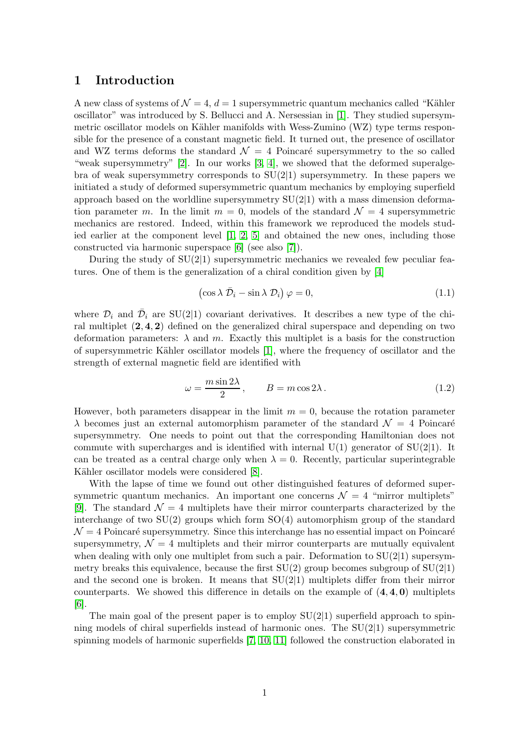# 1 Introduction

A new class of systems of $\mathcal{N}=4$, $d=1$ supersymmetric quantum mechanics called "Kähler oscillator" was introduced by S. Bellucci and A. Nersessian in [1]. They studied supersymmetric oscillator models on Kähler manifolds with Wess-Zumino (WZ) type terms responsible for the presence of a constant magnetic field. It turned out, the presence of oscillator and WZ terms deforms the standard $\mathcal{N}=4$ Poincaré supersymmetry to the so called "weak supersymmetry" [2]. In our works [3, 4], we showed that the deformed superalgebra of weak supersymmetry corresponds to SU(2|1) supersymmetry. In these papers we initiated a study of deformed supersymmetric quantum mechanics by employing superfield approach based on the worldline supersymmetry SU(2|1) with a mass dimension deformation parameter $m$. In the limit $m=0$, models of the standard $\mathcal{N}=4$ supersymmetric mechanics are restored. Indeed, within this framework we reproduced the models studied earlier at the component level [1, 2, 5] and obtained the new ones, including those constructed via harmonic superspace [6] (see also [7]).

During the study of SU(2|1) supersymmetric mechanics we revealed few peculiar features. One of them is the generalization of a chiral condition given by [4]

$$\left(\cos\lambda\,\bar{\mathcal{D}}_i-\sin\lambda\,\mathcal{D}_i\right)\varphi=0, \tag{1.1}$$

where $\mathcal{D}_i$ and $\bar{\mathcal{D}}_i$ are SU(2|1) covariant derivatives. It describes a new type of the chiral multiplet $(\mathbf{2},\mathbf{4},\mathbf{2})$ defined on the generalized chiral superspace and depending on two deformation parameters: $\lambda$ and $m$. Exactly this multiplet is a basis for the construction of supersymmetric Kähler oscillator models [1], where the frequency of oscillator and the strength of external magnetic field are identified with

$$\omega=\frac{m\sin2\lambda}{2}\,,\qquad B=m\cos2\lambda\,. \tag{1.2}$$

However, both parameters disappear in the limit $m=0$, because the rotation parameter $\lambda$ becomes just an external automorphism parameter of the standard $\mathcal{N}=4$ Poincaré supersymmetry. One needs to point out that the corresponding Hamiltonian does not commute with supercharges and is identified with internal U(1) generator of SU(2|1). It can be treated as a central charge only when $\lambda=0$. Recently, particular superintegrable Kähler oscillator models were considered [8].

With the lapse of time we found out other distinguished features of deformed supersymmetric quantum mechanics. An important one concerns $\mathcal{N}=4$ "mirror multiplets" [9]. The standard $\mathcal{N}=4$ multiplets have their mirror counterparts characterized by the interchange of two SU(2) groups which form SO(4) automorphism group of the standard $\mathcal{N}=4$ Poincaré supersymmetry. Since this interchange has no essential impact on Poincaré supersymmetry, $\mathcal{N}=4$ multiplets and their mirror counterparts are mutually equivalent when dealing with only one multiplet from such a pair. Deformation to SU(2|1) supersymmetry breaks this equivalence, because the first SU(2) group becomes subgroup of SU(2|1) and the second one is broken. It means that SU(2|1) multiplets differ from their mirror counterparts. We showed this difference in details on the example of $(\mathbf{4},\mathbf{4},\mathbf{0})$ multiplets [6].

The main goal of the present paper is to employ SU(2|1) superfield approach to spinning models of chiral superfields instead of harmonic ones. The SU(2|1) supersymmetric spinning models of harmonic superfields [7, 10, 11] followed the construction elaborated in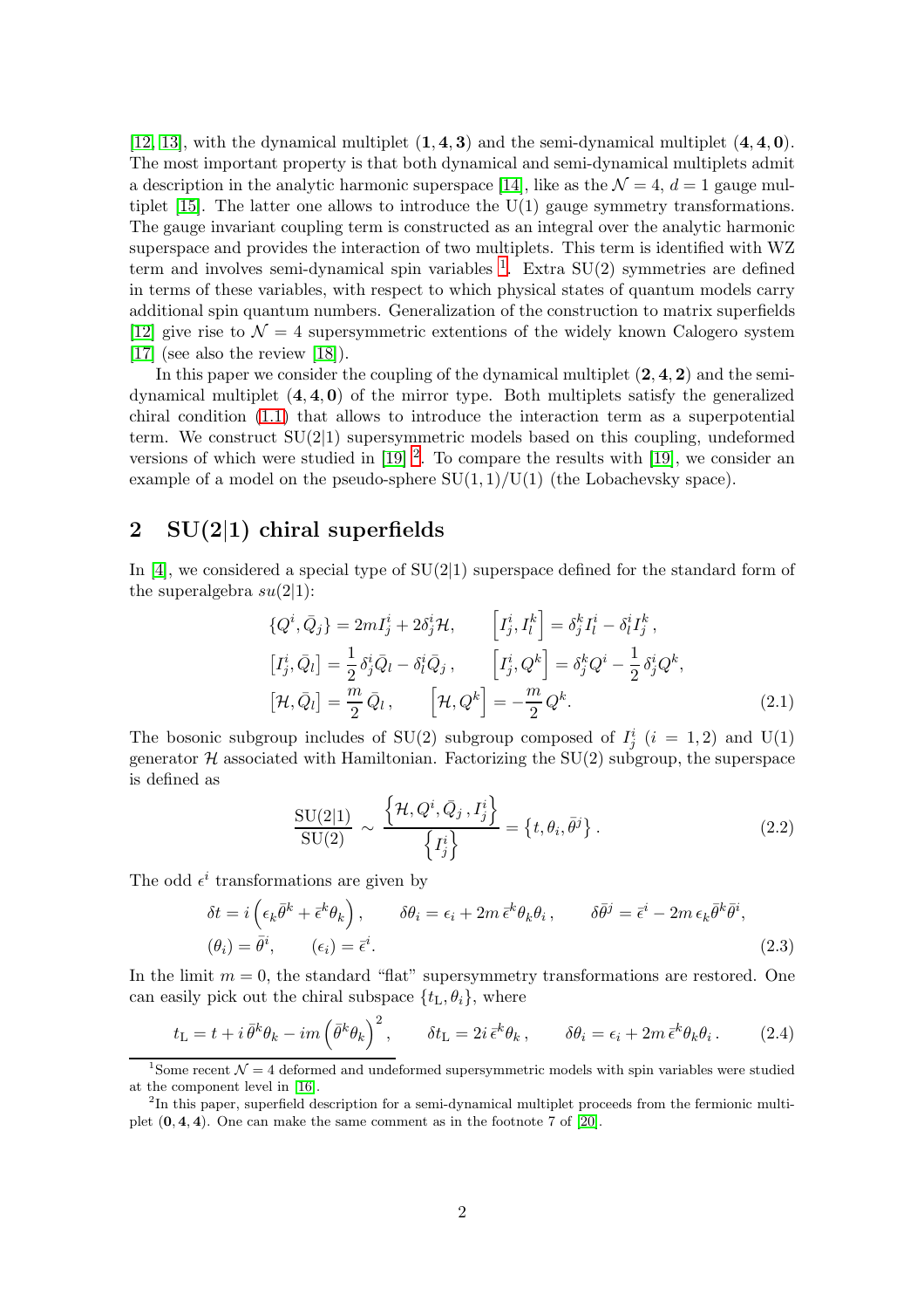[12, 13], with the dynamical multiplet $(\mathbf{1},\mathbf{4},\mathbf{3})$ and the semi-dynamical multiplet $(\mathbf{4},\mathbf{4},\mathbf{0})$. The most important property is that both dynamical and semi-dynamical multiplets admit a description in the analytic harmonic superspace [14], like as the $\mathcal{N}=4$, $d=1$ gauge multiplet [15]. The latter one allows to introduce the U(1) gauge symmetry transformations. The gauge invariant coupling term is constructed as an integral over the analytic harmonic superspace and provides the interaction of two multiplets. This term is identified with WZ term and involves semi-dynamical spin variables [1]. Extra SU(2) symmetries are defined in terms of these variables, with respect to which physical states of quantum models carry additional spin quantum numbers. Generalization of the construction to matrix superfields [12] give rise to $\mathcal{N}=4$ supersymmetric extentions of the widely known Calogero system [17] (see also the review [18]).

In this paper we consider the coupling of the dynamical multiplet $(\mathbf{2},\mathbf{4},\mathbf{2})$ and the semi-dynamical multiplet $(\mathbf{4},\mathbf{4},\mathbf{0})$ of the mirror type. Both multiplets satisfy the generalized chiral condition (1.1) that allows to introduce the interaction term as a superpotential term. We construct SU(2|1) supersymmetric models based on this coupling, undeformed versions of which were studied in [19] [2]. To compare the results with [19], we consider an example of a model on the pseudo-sphere SU(1,1)/U(1) (the Lobachevsky space).

## 2 SU(2|1) chiral superfields

In [4], we considered a special type of SU(2|1) superspace defined for the standard form of the superalgebra $su(2|1)$:

$$
\begin{aligned}
&\{Q^i,\bar{Q}_j\} = 2mI^i_j + 2\delta^i_j\mathcal{H}, \qquad \left[I^i_j, I^k_l\right] = \delta^k_j I^i_l - \delta^i_l I^k_j\,,\\
&\left[I^i_j,\bar{Q}_l\right] = \frac{1}{2}\,\delta^i_j\bar{Q}_l - \delta^i_l\bar{Q}_j\,, \qquad \left[I^i_j, Q^k\right] = \delta^k_j Q^i - \frac{1}{2}\,\delta^i_j Q^k,\\
&\left[\mathcal{H},\bar{Q}_l\right] = \frac{m}{2}\,\bar{Q}_l\,, \qquad \left[\mathcal{H},Q^k\right] = -\frac{m}{2}\,Q^k.
\end{aligned}
\tag{2.1}
$$

The bosonic subgroup includes of SU(2) subgroup composed of $I^i_j$ $(i=1,2)$ and U(1) generator $\mathcal{H}$ associated with Hamiltonian. Factorizing the SU(2) subgroup, the superspace is defined as

$$
\frac{\mathrm{SU}(2|1)}{\mathrm{SU}(2)} \sim \frac{\left\{\mathcal{H}, Q^i, \bar{Q}_j\,, I^i_j\right\}}{\left\{I^i_j\right\}} = \left\{t, \theta_i, \bar{\theta}^j\right\}. \tag{2.2}
$$

The odd $\epsilon^i$ transformations are given by

$$
\begin{aligned}
&\delta t = i\left(\epsilon_k\bar{\theta}^k + \bar{\epsilon}^k\theta_k\right), \qquad \delta\theta_i = \epsilon_i + 2m\,\bar{\epsilon}^k\theta_k\theta_i\,, \qquad \delta\bar{\theta}^j = \bar{\epsilon}^i - 2m\,\epsilon_k\bar{\theta}^k\bar{\theta}^i,\\
&(\theta_i) = \bar{\theta}^i, \qquad (\epsilon_i) = \bar{\epsilon}^i.
\end{aligned}
\tag{2.3}
$$

In the limit $m=0$, the standard "flat" supersymmetry transformations are restored. One can easily pick out the chiral subspace $\{t_{\rm L},\theta_i\}$, where

$$
t_{\rm L} = t + i\,\bar{\theta}^k\theta_k - im\left(\bar{\theta}^k\theta_k\right)^2, \qquad \delta t_{\rm L} = 2i\,\bar{\epsilon}^k\theta_k\,, \qquad \delta\theta_i = \epsilon_i + 2m\,\bar{\epsilon}^k\theta_k\theta_i\,. \tag{2.4}
$$

---

[1] Some recent $\mathcal{N}=4$ deformed and undeformed supersymmetric models with spin variables were studied at the component level in [16].

[2] In this paper, superfield description for a semi-dynamical multiplet proceeds from the fermionic multiplet $(\mathbf{0},\mathbf{4},\mathbf{4})$. One can make the same comment as in the footnote 7 of [20].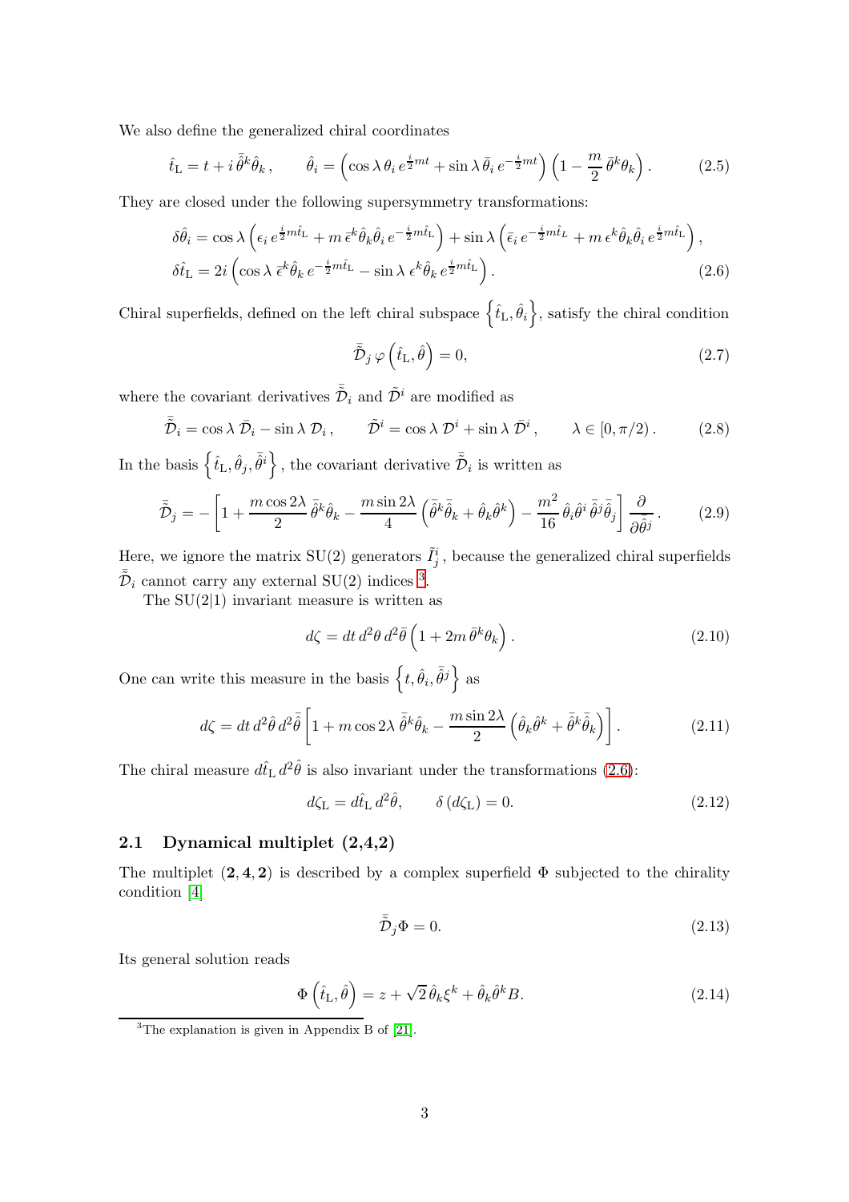We also define the generalized chiral coordinates

$$
\hat{t}_{\rm L} = t + i\,\bar{\hat{\theta}}^k\hat{\theta}_k\,, \qquad \hat{\theta}_i = \left(\cos\lambda\,\theta_i\,e^{\frac{i}{2}mt} + \sin\lambda\,\bar{\theta}_i\,e^{-\frac{i}{2}mt}\right)\left(1 - \frac{m}{2}\,\bar{\theta}^k\theta_k\right). \tag{2.5}
$$

They are closed under the following supersymmetry transformations:

$$
\begin{aligned}
\delta\hat{\theta}_i &= \cos\lambda\left(\epsilon_i\,e^{\frac{i}{2}m\hat{t}_{\rm L}} + m\,\bar{\epsilon}^k\hat{\theta}_k\hat{\theta}_i\,e^{-\frac{i}{2}m\hat{t}_{\rm L}}\right) + \sin\lambda\left(\bar{\epsilon}_i\,e^{-\frac{i}{2}m\hat{t}_L} + m\,\epsilon^k\hat{\theta}_k\hat{\theta}_i\,e^{\frac{i}{2}m\hat{t}_{\rm L}}\right), \\
\delta\hat{t}_{\rm L} &= 2i\left(\cos\lambda\,\bar{\epsilon}^k\hat{\theta}_k\,e^{-\frac{i}{2}m\hat{t}_{\rm L}} - \sin\lambda\,\epsilon^k\hat{\theta}_k\,e^{\frac{i}{2}m\hat{t}_{\rm L}}\right).
\end{aligned} \tag{2.6}
$$

Chiral superfields, defined on the left chiral subspace $\left\{\hat{t}_{\rm L}, \hat{\theta}_i\right\}$, satisfy the chiral condition

$$
\bar{\tilde{\mathcal{D}}}_j\,\varphi\left(\hat{t}_{\rm L}, \hat{\theta}\right) = 0, \tag{2.7}
$$

where the covariant derivatives $\bar{\tilde{\mathcal{D}}}_i$ and $\tilde{\mathcal{D}}^i$ are modified as

$$
\bar{\tilde{\mathcal{D}}}_i = \cos\lambda\,\bar{\mathcal{D}}_i - \sin\lambda\,\mathcal{D}_i\,, \qquad \tilde{\mathcal{D}}^i = \cos\lambda\,\mathcal{D}^i + \sin\lambda\,\bar{\mathcal{D}}^i\,, \qquad \lambda \in [0, \pi/2)\,. \tag{2.8}
$$

In the basis $\left\{\hat{t}_{\rm L}, \hat{\theta}_j, \bar{\hat{\theta}}^i\right\}$, the covariant derivative $\bar{\tilde{\mathcal{D}}}_i$ is written as

$$
\bar{\tilde{\mathcal{D}}}_j = -\left[1 + \frac{m\cos 2\lambda}{2}\,\bar{\hat{\theta}}^k\hat{\theta}_k - \frac{m\sin 2\lambda}{4}\left(\bar{\hat{\theta}}^k\bar{\hat{\theta}}_k + \hat{\theta}_k\hat{\theta}^k\right) - \frac{m^2}{16}\,\hat{\theta}_i\hat{\theta}^i\,\bar{\hat{\theta}}^j\bar{\hat{\theta}}_j\right]\frac{\partial}{\partial\bar{\hat{\theta}}^j}\,. \tag{2.9}
$$

Here, we ignore the matrix SU(2) generators $\tilde{I}^i_j$, because the generalized chiral superfields $\bar{\tilde{\mathcal{D}}}_i$ cannot carry any external SU(2) indices [3].

The SU(2|1) invariant measure is written as

$$
d\zeta = dt\,d^2\theta\,d^2\bar{\theta}\left(1 + 2m\,\bar{\theta}^k\theta_k\right). \tag{2.10}
$$

One can write this measure in the basis $\left\{t, \hat{\theta}_i, \bar{\hat{\theta}}^j\right\}$ as

$$
d\zeta = dt\,d^2\hat{\theta}\,d^2\bar{\hat{\theta}}\left[1 + m\cos 2\lambda\,\bar{\hat{\theta}}^k\hat{\theta}_k - \frac{m\sin 2\lambda}{2}\left(\hat{\theta}_k\hat{\theta}^k + \bar{\hat{\theta}}^k\bar{\hat{\theta}}_k\right)\right]. \tag{2.11}
$$

The chiral measure $d\hat{t}_{\rm L}\,d^2\hat{\theta}$ is also invariant under the transformations (2.6):

$$
d\zeta_{\rm L} = d\hat{t}_{\rm L}\,d^2\hat{\theta}, \qquad \delta\left(d\zeta_{\rm L}\right) = 0. \tag{2.12}
$$

## 2.1 Dynamical multiplet (2,4,2)

The multiplet $(\mathbf{2}, \mathbf{4}, \mathbf{2})$ is described by a complex superfield $\Phi$ subjected to the chirality condition [4]

$$
\bar{\tilde{\mathcal{D}}}_j\Phi = 0. \tag{2.13}
$$

Its general solution reads

$$
\Phi\left(\hat{t}_{\rm L}, \hat{\theta}\right) = z + \sqrt{2}\,\hat{\theta}_k\xi^k + \hat{\theta}_k\hat{\theta}^k B. \tag{2.14}
$$

[3] The explanation is given in Appendix B of [21].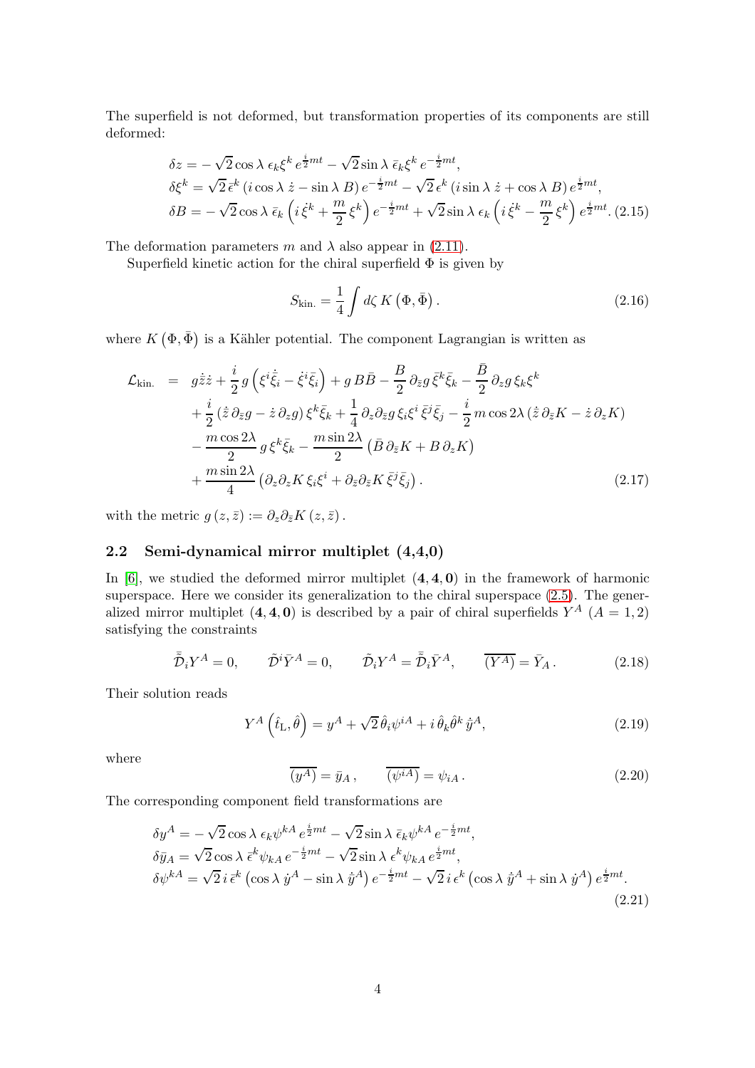The superfield is not deformed, but transformation properties of its components are still deformed:

$$
\begin{aligned}
&\delta z = -\sqrt{2}\cos\lambda\,\epsilon_k\xi^k\,e^{\frac{i}{2}mt} - \sqrt{2}\sin\lambda\,\bar{\epsilon}_k\xi^k\,e^{-\frac{i}{2}mt},\\
&\delta\xi^k = \sqrt{2}\,\bar{\epsilon}^k\left(i\cos\lambda\,\dot{z} - \sin\lambda\,B\right)e^{-\frac{i}{2}mt} - \sqrt{2}\,\epsilon^k\left(i\sin\lambda\,\dot{z} + \cos\lambda\,B\right)e^{\frac{i}{2}mt},\\
&\delta B = -\sqrt{2}\cos\lambda\,\bar{\epsilon}_k\left(i\,\dot{\xi}^k + \frac{m}{2}\,\xi^k\right)e^{-\frac{i}{2}mt} + \sqrt{2}\sin\lambda\,\epsilon_k\left(i\,\dot{\xi}^k - \frac{m}{2}\,\xi^k\right)e^{\frac{i}{2}mt}. \quad (2.15)
\end{aligned}
$$

The deformation parameters $m$ and $\lambda$ also appear in (2.11).

Superfield kinetic action for the chiral superfield $\Phi$ is given by

$$
S_{\text{kin.}} = \frac{1}{4}\int d\zeta\, K\left(\Phi,\bar{\Phi}\right). \quad (2.16)
$$

where $K\left(\Phi,\bar{\Phi}\right)$ is a Kähler potential. The component Lagrangian is written as

$$
\begin{aligned}
\mathcal{L}_{\text{kin.}} \;=\;& g\dot{\bar{z}}\dot{z} + \frac{i}{2}\,g\left(\xi^i\dot{\bar{\xi}}_i - \dot{\xi}^i\bar{\xi}_i\right) + g\,B\bar{B} - \frac{B}{2}\,\partial_{\bar{z}}g\,\bar{\xi}^k\bar{\xi}_k - \frac{\bar{B}}{2}\,\partial_z g\,\xi_k\xi^k\\
&+ \frac{i}{2}\left(\dot{\bar{z}}\,\partial_{\bar{z}}g - \dot{z}\,\partial_z g\right)\xi^k\bar{\xi}_k + \frac{1}{4}\,\partial_z\partial_{\bar{z}}g\,\xi_i\xi^i\,\bar{\xi}^j\bar{\xi}_j - \frac{i}{2}\,m\cos 2\lambda\left(\dot{\bar{z}}\,\partial_{\bar{z}}K - \dot{z}\,\partial_z K\right)\\
&- \frac{m\cos 2\lambda}{2}\,g\,\xi^k\bar{\xi}_k - \frac{m\sin 2\lambda}{2}\left(\bar{B}\,\partial_{\bar{z}}K + B\,\partial_z K\right)\\
&+ \frac{m\sin 2\lambda}{4}\left(\partial_z\partial_z K\,\xi_i\xi^i + \partial_{\bar{z}}\partial_{\bar{z}}K\,\bar{\xi}^j\bar{\xi}_j\right). \quad (2.17)
\end{aligned}
$$

with the metric $g\left(z,\bar{z}\right) := \partial_z\partial_{\bar{z}}K\left(z,\bar{z}\right)$.

## 2.2 Semi-dynamical mirror multiplet (4,4,0)

In [6], we studied the deformed mirror multiplet $(\mathbf{4},\mathbf{4},\mathbf{0})$ in the framework of harmonic superspace. Here we consider its generalization to the chiral superspace (2.5). The generalized mirror multiplet $(\mathbf{4},\mathbf{4},\mathbf{0})$ is described by a pair of chiral superfields $Y^A$ $(A = 1,2)$ satisfying the constraints

$$
\bar{\tilde{\mathcal{D}}}_i Y^A = 0, \qquad \tilde{\mathcal{D}}^i\bar{Y}^A = 0, \qquad \tilde{\mathcal{D}}_i Y^A = \bar{\tilde{\mathcal{D}}}_i\bar{Y}^A, \qquad \overline{\left(Y^A\right)} = \bar{Y}_A\,. \quad (2.18)
$$

Their solution reads

$$
Y^A\left(\hat{t}_{\text{L}},\hat{\theta}\right) = y^A + \sqrt{2}\,\hat{\theta}_i\psi^{iA} + i\,\hat{\theta}_k\hat{\theta}^k\,\dot{\bar{y}}^A, \quad (2.19)
$$

where

$$
\overline{\left(y^A\right)} = \bar{y}_A\,, \qquad \overline{\left(\psi^{iA}\right)} = \psi_{iA}\,. \quad (2.20)
$$

The corresponding component field transformations are

$$
\begin{aligned}
&\delta y^A = -\sqrt{2}\cos\lambda\,\epsilon_k\psi^{kA}\,e^{\frac{i}{2}mt} - \sqrt{2}\sin\lambda\,\bar{\epsilon}_k\psi^{kA}\,e^{-\frac{i}{2}mt},\\
&\delta\bar{y}_A = \sqrt{2}\cos\lambda\,\bar{\epsilon}^k\psi_{kA}\,e^{-\frac{i}{2}mt} - \sqrt{2}\sin\lambda\,\epsilon^k\psi_{kA}\,e^{\frac{i}{2}mt},\\
&\delta\psi^{kA} = \sqrt{2}\,i\,\bar{\epsilon}^k\left(\cos\lambda\,\dot{y}^A - \sin\lambda\,\dot{\bar{y}}^A\right)e^{-\frac{i}{2}mt} - \sqrt{2}\,i\,\epsilon^k\left(\cos\lambda\,\dot{\bar{y}}^A + \sin\lambda\,\dot{y}^A\right)e^{\frac{i}{2}mt}.
\end{aligned}
\quad (2.21)
$$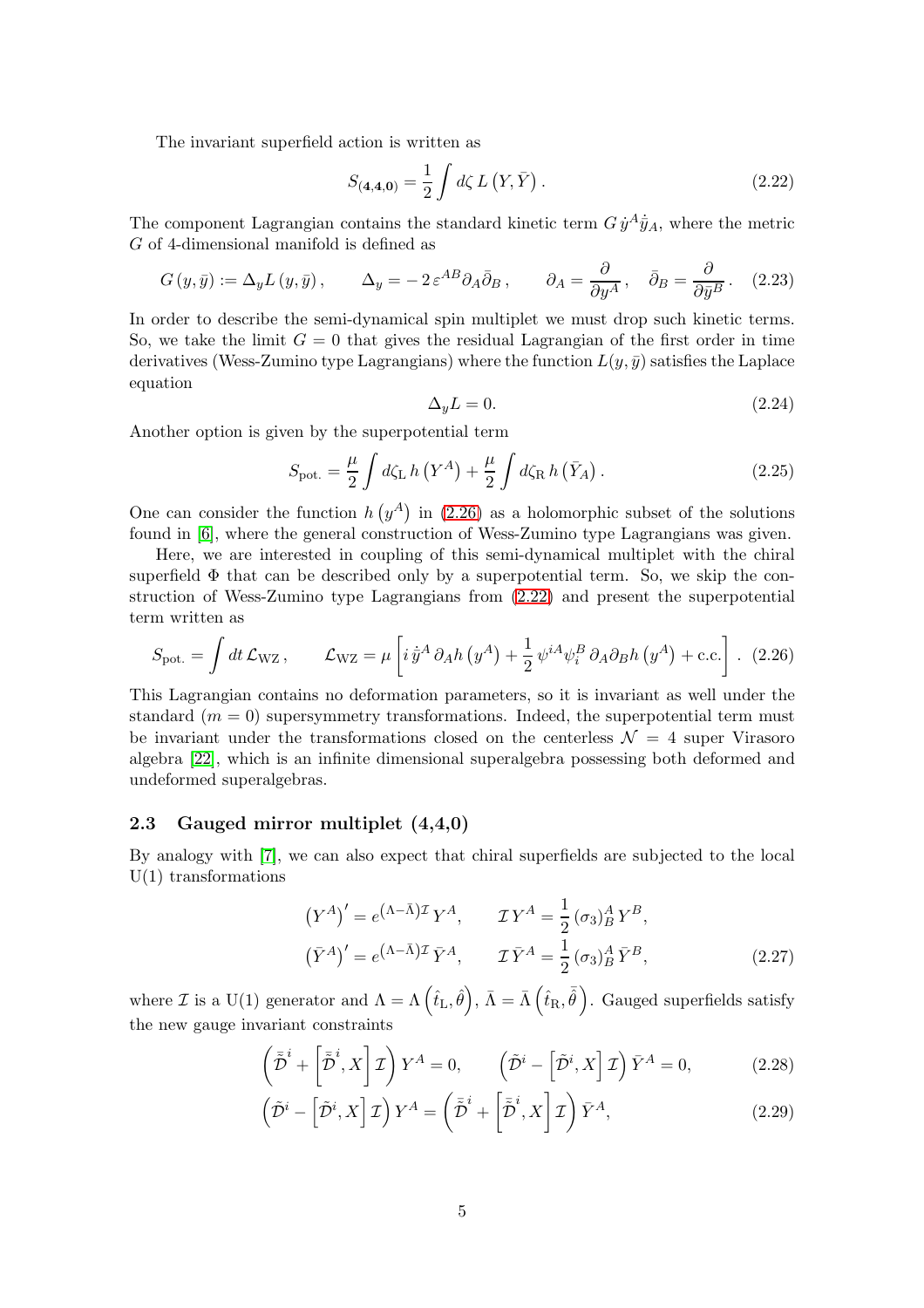The invariant superfield action is written as

$$S_{(\mathbf{4,4,0})} = \frac{1}{2}\int d\zeta\, L\left(Y, \bar{Y}\right). \tag{2.22}$$

The component Lagrangian contains the standard kinetic term $G\,\dot{y}^A\dot{\bar{y}}_A$, where the metric $G$ of 4-dimensional manifold is defined as

$$G\left(y, \bar{y}\right) := \Delta_y L\left(y, \bar{y}\right), \qquad \Delta_y = -\,2\,\varepsilon^{AB}\partial_A\bar{\partial}_B\,, \qquad \partial_A = \frac{\partial}{\partial y^A}\,, \quad \bar{\partial}_B = \frac{\partial}{\partial \bar{y}^B}\,. \tag{2.23}$$

In order to describe the semi-dynamical spin multiplet we must drop such kinetic terms. So, we take the limit $G = 0$ that gives the residual Lagrangian of the first order in time derivatives (Wess-Zumino type Lagrangians) where the function $L(y, \bar{y})$ satisfies the Laplace equation

$$\Delta_y L = 0. \tag{2.24}$$

Another option is given by the superpotential term

$$S_{\text{pot.}} = \frac{\mu}{2}\int d\zeta_{\rm L}\, h\left(Y^A\right) + \frac{\mu}{2}\int d\zeta_{\rm R}\, h\left(\bar{Y}_A\right). \tag{2.25}$$

One can consider the function $h\left(y^A\right)$ in (2.26) as a holomorphic subset of the solutions found in [6], where the general construction of Wess-Zumino type Lagrangians was given.

Here, we are interested in coupling of this semi-dynamical multiplet with the chiral superfield $\Phi$ that can be described only by a superpotential term. So, we skip the construction of Wess-Zumino type Lagrangians from (2.22) and present the superpotential term written as

$$S_{\text{pot.}} = \int dt\, \mathcal{L}_{\rm WZ}\,, \qquad \mathcal{L}_{\rm WZ} = \mu\left[i\,\dot{y}^A\,\partial_A h\left(y^A\right) + \frac{1}{2}\,\psi^{iA}\psi^B_i\,\partial_A\partial_B h\left(y^A\right) + \text{c.c.}\right]. \tag{2.26}$$

This Lagrangian contains no deformation parameters, so it is invariant as well under the standard ($m = 0$) supersymmetry transformations. Indeed, the superpotential term must be invariant under the transformations closed on the centerless $\mathcal{N} = 4$ super Virasoro algebra [22], which is an infinite dimensional superalgebra possessing both deformed and undeformed superalgebras.

### 2.3 Gauged mirror multiplet (4,4,0)

By analogy with [7], we can also expect that chiral superfields are subjected to the local U(1) transformations

$$\begin{aligned}
\left(Y^A\right)' &= e^{(\Lambda-\bar{\Lambda})\mathcal{I}}\,Y^A, \qquad \mathcal{I}\,Y^A = \frac{1}{2}\left(\sigma_3\right)^A_B\,Y^B,\\
\left(\bar{Y}^A\right)' &= e^{(\Lambda-\bar{\Lambda})\mathcal{I}}\,\bar{Y}^A, \qquad \mathcal{I}\,\bar{Y}^A = \frac{1}{2}\left(\sigma_3\right)^A_B\,\bar{Y}^B,
\end{aligned} \tag{2.27}$$

where $\mathcal{I}$ is a U(1) generator and $\Lambda = \Lambda\left(\hat{t}_{\rm L}, \hat{\theta}\right)$, $\bar{\Lambda} = \bar{\Lambda}\left(\hat{t}_{\rm R}, \bar{\hat{\theta}}\right)$. Gauged superfields satisfy the new gauge invariant constraints

$$\left(\bar{\tilde{\mathcal{D}}}^i + \left[\bar{\tilde{\mathcal{D}}}^i, X\right]\mathcal{I}\right)Y^A = 0, \qquad \left(\tilde{\mathcal{D}}^i - \left[\tilde{\mathcal{D}}^i, X\right]\mathcal{I}\right)\bar{Y}^A = 0, \tag{2.28}$$

$$\left(\tilde{\mathcal{D}}^i - \left[\tilde{\mathcal{D}}^i, X\right]\mathcal{I}\right)Y^A = \left(\bar{\tilde{\mathcal{D}}}^i + \left[\bar{\tilde{\mathcal{D}}}^i, X\right]\mathcal{I}\right)\bar{Y}^A, \tag{2.29}$$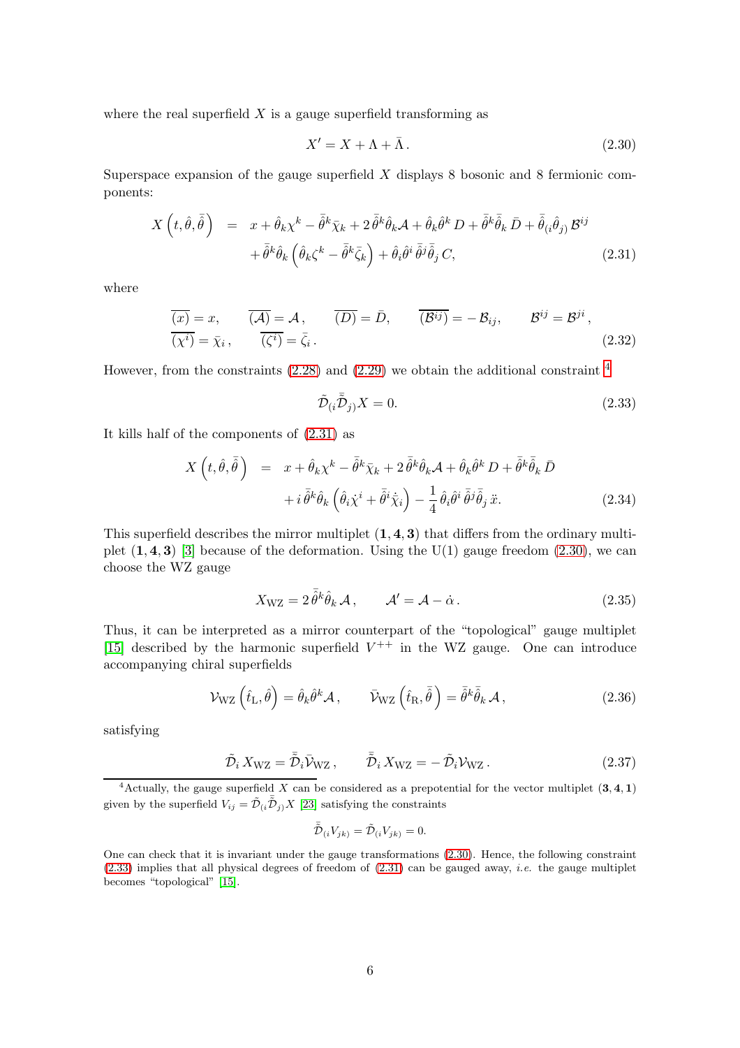where the real superfield $X$ is a gauge superfield transforming as

$$X' = X + \Lambda + \bar{\Lambda}. \tag{2.30}$$

Superspace expansion of the gauge superfield $X$ displays 8 bosonic and 8 fermionic components:

$$\begin{aligned} X\left(t, \hat{\theta}, \bar{\hat{\theta}}\right) &= x + \hat{\theta}_k \chi^k - \bar{\hat{\theta}}^k \bar{\chi}_k + 2\,\bar{\hat{\theta}}^k \hat{\theta}_k \mathcal{A} + \hat{\theta}_k \hat{\theta}^k\, D + \bar{\hat{\theta}}^k \bar{\hat{\theta}}_k\, \bar{D} + \bar{\hat{\theta}}_{(i} \hat{\theta}_{j)}\, \mathcal{B}^{ij} \\ &\quad + \bar{\hat{\theta}}^k \hat{\theta}_k \left(\hat{\theta}_k \zeta^k - \bar{\hat{\theta}}^k \bar{\zeta}_k\right) + \hat{\theta}_i \hat{\theta}^i\, \bar{\hat{\theta}}^j \bar{\hat{\theta}}_j\, C, \end{aligned} \tag{2.31}$$

where

$$\begin{aligned} &\overline{(x)} = x, \qquad \overline{(\mathcal{A})} = \mathcal{A}\,, \qquad \overline{(D)} = \bar{D}, \qquad \overline{(\mathcal{B}^{ij})} = -\,\mathcal{B}_{ij}, \qquad \mathcal{B}^{ij} = \mathcal{B}^{ji}\,, \\ &\overline{(\chi^i)} = \bar{\chi}_i\,, \qquad \overline{(\zeta^i)} = \bar{\zeta}_i\,. \end{aligned} \tag{2.32}$$

However, from the constraints (2.28) and (2.29) we obtain the additional constraint [4]

$$\tilde{\mathcal{D}}_{(i} \bar{\tilde{\mathcal{D}}}_{j)} X = 0. \tag{2.33}$$

It kills half of the components of (2.31) as

$$\begin{aligned} X\left(t, \hat{\theta}, \bar{\hat{\theta}}\right) &= x + \hat{\theta}_k \chi^k - \bar{\hat{\theta}}^k \bar{\chi}_k + 2\,\bar{\hat{\theta}}^k \hat{\theta}_k \mathcal{A} + \hat{\theta}_k \hat{\theta}^k\, D + \bar{\hat{\theta}}^k \bar{\hat{\theta}}_k\, \bar{D} \\ &\quad + i\,\bar{\hat{\theta}}^k \hat{\theta}_k \left(\hat{\theta}_i \dot{\chi}^i + \bar{\hat{\theta}}^i \dot{\bar{\chi}}_i\right) - \frac{1}{4}\,\hat{\theta}_i \hat{\theta}^i\, \bar{\hat{\theta}}^j \bar{\hat{\theta}}_j\, \ddot{x}. \end{aligned} \tag{2.34}$$

This superfield describes the mirror multiplet $(\mathbf{1}, \mathbf{4}, \mathbf{3})$ that differs from the ordinary multiplet $(\mathbf{1}, \mathbf{4}, \mathbf{3})$ [3] because of the deformation. Using the U(1) gauge freedom (2.30), we can choose the WZ gauge

$$X_{\rm WZ} = 2\,\bar{\hat{\theta}}^k \hat{\theta}_k\, \mathcal{A}\,, \qquad \mathcal{A}' = \mathcal{A} - \dot{\alpha}\,. \tag{2.35}$$

Thus, it can be interpreted as a mirror counterpart of the "topological" gauge multiplet [15] described by the harmonic superfield $V^{++}$ in the WZ gauge. One can introduce accompanying chiral superfields

$$\mathcal{V}_{\rm WZ}\left(\hat{t}_{\rm L}, \hat{\theta}\right) = \hat{\theta}_k \hat{\theta}^k \mathcal{A}\,, \qquad \bar{\mathcal{V}}_{\rm WZ}\left(\hat{t}_{\rm R}, \bar{\hat{\theta}}\right) = \bar{\hat{\theta}}^k \bar{\hat{\theta}}_k\, \mathcal{A}\,, \tag{2.36}$$

satisfying

$$\tilde{\mathcal{D}}_i\, X_{\rm WZ} = \bar{\tilde{\mathcal{D}}}_i \bar{\mathcal{V}}_{\rm WZ}\,, \qquad \bar{\tilde{\mathcal{D}}}_i\, X_{\rm WZ} = -\,\tilde{\mathcal{D}}_i \mathcal{V}_{\rm WZ}\,. \tag{2.37}$$

---

[4] Actually, the gauge superfield $X$ can be considered as a prepotential for the vector multiplet $(\mathbf{3}, \mathbf{4}, \mathbf{1})$ given by the superfield $V_{ij} = \tilde{\mathcal{D}}_{(i} \bar{\tilde{\mathcal{D}}}_{j)} X$ [23] satisfying the constraints

$$\bar{\tilde{\mathcal{D}}}_{(i} V_{jk)} = \tilde{\mathcal{D}}_{(i} V_{jk)} = 0.$$

One can check that it is invariant under the gauge transformations (2.30). Hence, the following constraint (2.33) implies that all physical degrees of freedom of (2.31) can be gauged away, *i.e.* the gauge multiplet becomes "topological" [15].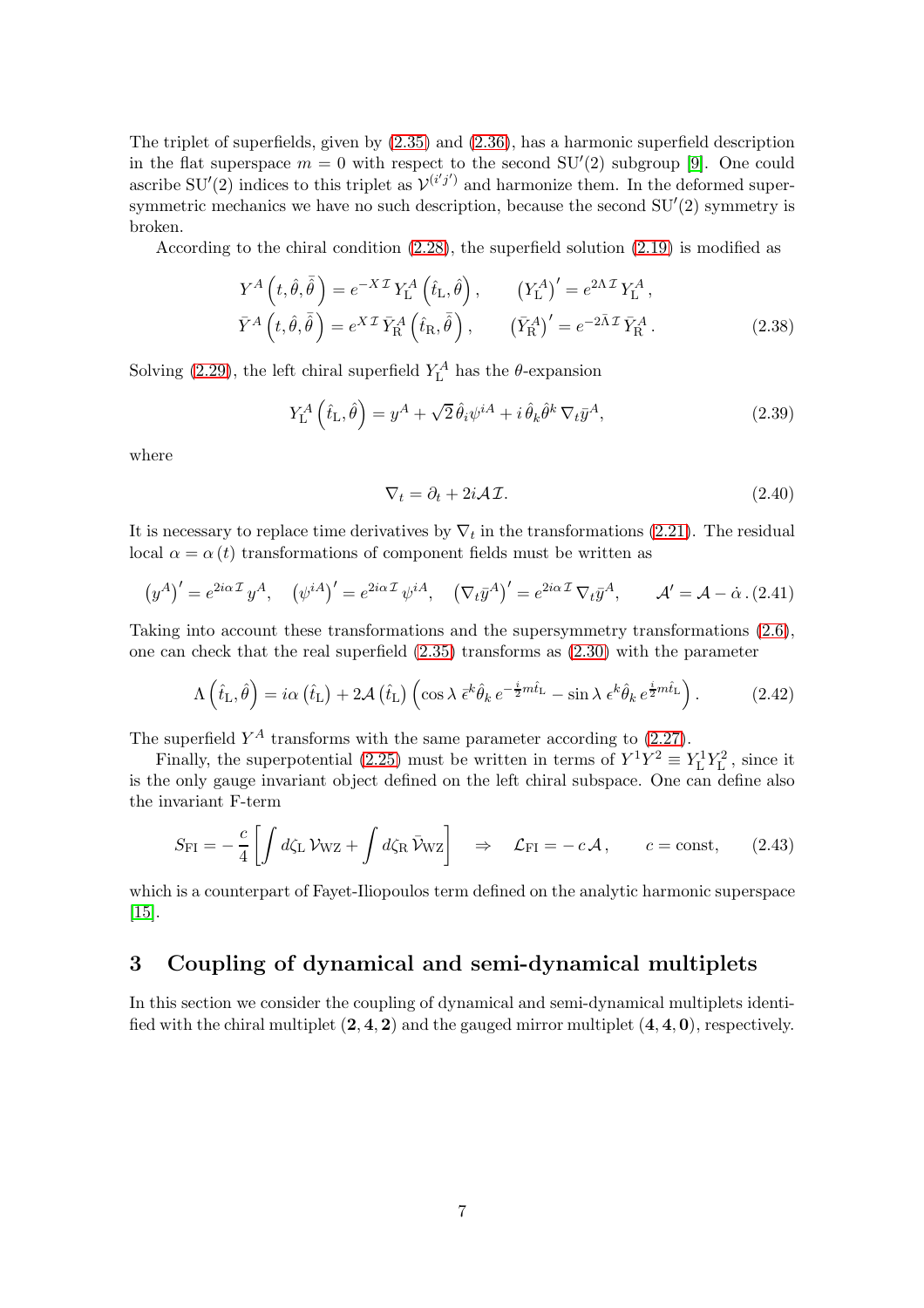The triplet of superfields, given by (2.35) and (2.36), has a harmonic superfield description in the flat superspace $m = 0$ with respect to the second SU$'$(2) subgroup [9]. One could ascribe SU$'$(2) indices to this triplet as $\mathcal{V}^{(i'j')}$ and harmonize them. In the deformed supersymmetric mechanics we have no such description, because the second SU$'$(2) symmetry is broken.

According to the chiral condition (2.28), the superfield solution (2.19) is modified as

$$
\begin{aligned}
Y^A\left(t,\hat{\theta},\bar{\hat{\theta}}\right) &= e^{-X\,\mathcal{I}}\,Y^A_{\rm L}\left(\hat{t}_{\rm L},\hat{\theta}\right), \qquad \left(Y^A_{\rm L}\right)' = e^{2\Lambda\,\mathcal{I}}\,Y^A_{\rm L}\,, \\
\bar{Y}^A\left(t,\hat{\theta},\bar{\hat{\theta}}\right) &= e^{X\,\mathcal{I}}\,\bar{Y}^A_{\rm R}\left(\hat{t}_{\rm R},\bar{\hat{\theta}}\right), \qquad \left(\bar{Y}^A_{\rm R}\right)' = e^{-2\bar{\Lambda}\,\mathcal{I}}\,\bar{Y}^A_{\rm R}\,.
\end{aligned} \tag{2.38}
$$

Solving (2.29), the left chiral superfield $Y^A_{\rm L}$ has the $\theta$-expansion

$$
Y^A_{\rm L}\left(\hat{t}_{\rm L},\hat{\theta}\right) = y^A + \sqrt{2}\,\hat{\theta}_i\psi^{iA} + i\,\hat{\theta}_k\hat{\theta}^k\,\nabla_t\bar{y}^A, \tag{2.39}
$$

where

$$
\nabla_t = \partial_t + 2i\mathcal{A}\,\mathcal{I}. \tag{2.40}
$$

It is necessary to replace time derivatives by $\nabla_t$ in the transformations (2.21). The residual local $\alpha = \alpha\,(t)$ transformations of component fields must be written as

$$
\left(y^A\right)' = e^{2i\alpha\,\mathcal{I}}\,y^A, \quad \left(\psi^{iA}\right)' = e^{2i\alpha\,\mathcal{I}}\,\psi^{iA}, \quad \left(\nabla_t\bar{y}^A\right)' = e^{2i\alpha\,\mathcal{I}}\,\nabla_t\bar{y}^A, \qquad \mathcal{A}' = \mathcal{A} - \dot{\alpha}\,. \tag{2.41}
$$

Taking into account these transformations and the supersymmetry transformations (2.6), one can check that the real superfield (2.35) transforms as (2.30) with the parameter

$$
\Lambda\left(\hat{t}_{\rm L},\hat{\theta}\right) = i\alpha\left(\hat{t}_{\rm L}\right) + 2\mathcal{A}\left(\hat{t}_{\rm L}\right)\left(\cos\lambda\;\bar{\epsilon}^k\hat{\theta}_k\,e^{-\frac{i}{2}m\hat{t}_{\rm L}} - \sin\lambda\;\epsilon^k\hat{\theta}_k\,e^{\frac{i}{2}m\hat{t}_{\rm L}}\right). \tag{2.42}
$$

The superfield $Y^A$ transforms with the same parameter according to (2.27).

Finally, the superpotential (2.25) must be written in terms of $Y^1Y^2 \equiv Y^1_{\rm L}Y^2_{\rm L}$, since it is the only gauge invariant object defined on the left chiral subspace. One can define also the invariant F-term

$$
S_{\rm FI} = -\,\frac{c}{4}\left[\int d\zeta_{\rm L}\,\mathcal{V}_{\rm WZ} + \int d\zeta_{\rm R}\,\bar{\mathcal{V}}_{\rm WZ}\right] \quad\Rightarrow\quad \mathcal{L}_{\rm FI} = -\,c\,\mathcal{A}\,, \qquad c = \text{const}, \tag{2.43}
$$

which is a counterpart of Fayet-Iliopoulos term defined on the analytic harmonic superspace [15].

## 3 Coupling of dynamical and semi-dynamical multiplets

In this section we consider the coupling of dynamical and semi-dynamical multiplets identified with the chiral multiplet $(\mathbf{2},\mathbf{4},\mathbf{2})$ and the gauged mirror multiplet $(\mathbf{4},\mathbf{4},\mathbf{0})$, respectively.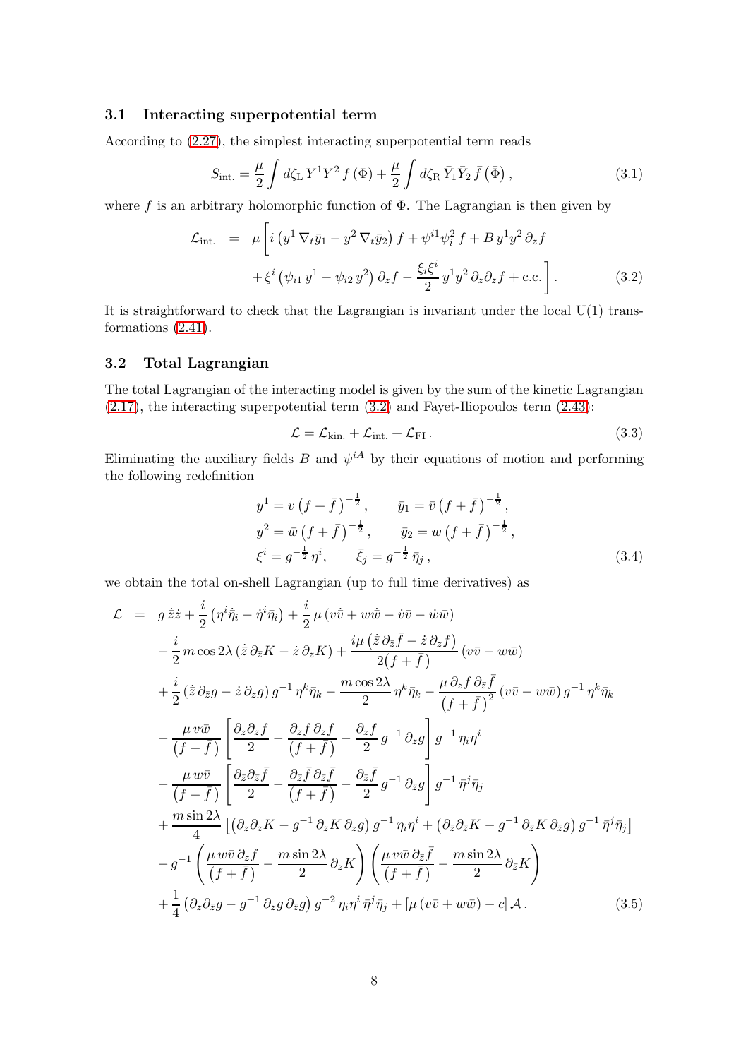### 3.1 Interacting superpotential term

According to (2.27), the simplest interacting superpotential term reads

$$S_{\rm int.} = \frac{\mu}{2}\int d\zeta_{\rm L}\, Y^1 Y^2 \, f\left(\Phi\right) + \frac{\mu}{2}\int d\zeta_{\rm R}\, \bar{Y}_1 \bar{Y}_2\, \bar{f}\left(\bar{\Phi}\right), \tag{3.1}$$

where $f$ is an arbitrary holomorphic function of $\Phi$. The Lagrangian is then given by

$$\begin{aligned}\mathcal{L}_{\rm int.} \;\; = \;\; & \mu\Big[ i\left(y^1\, \nabla_t \bar{y}_1 - y^2\, \nabla_t \bar{y}_2\right) f + \psi^{i1} \psi^2_i\, f + B\, y^1 y^2\, \partial_z f \\ & + \xi^i \left(\psi_{i1}\, y^1 - \psi_{i2}\, y^2\right) \partial_z f - \frac{\xi_i \xi^i}{2}\, y^1 y^2\, \partial_z \partial_z f + {\rm c.c.}\Big]. \end{aligned} \tag{3.2}$$

It is straightforward to check that the Lagrangian is invariant under the local U(1) transformations (2.41).

### 3.2 Total Lagrangian

The total Lagrangian of the interacting model is given by the sum of the kinetic Lagrangian (2.17), the interacting superpotential term (3.2) and Fayet-Iliopoulos term (2.43):

$$\mathcal{L} = \mathcal{L}_{\rm kin.} + \mathcal{L}_{\rm int.} + \mathcal{L}_{\rm FI}\,. \tag{3.3}$$

Eliminating the auxiliary fields $B$ and $\psi^{iA}$ by their equations of motion and performing the following redefinition

$$\begin{aligned} & y^1 = v\left(f+\bar{f}\right)^{-\frac{1}{2}}, \qquad \bar{y}_1 = \bar{v}\left(f+\bar{f}\right)^{-\frac{1}{2}}, \\ & y^2 = \bar{w}\left(f+\bar{f}\right)^{-\frac{1}{2}}, \qquad \bar{y}_2 = w\left(f+\bar{f}\right)^{-\frac{1}{2}}, \\ & \xi^i = g^{-\frac{1}{2}}\,\eta^i, \qquad \bar{\xi}_j = g^{-\frac{1}{2}}\,\bar{\eta}_j\,, \end{aligned} \tag{3.4}$$

we obtain the total on-shell Lagrangian (up to full time derivatives) as

$$\begin{aligned} \mathcal{L} \;\; = \;\; & g\,\dot{\bar{z}}\dot{z} + \frac{i}{2}\left(\eta^i\dot{\bar{\eta}}_i - \dot{\eta}^i\bar{\eta}_i\right) + \frac{i}{2}\,\mu\left(v\dot{\bar{v}} + w\dot{\bar{w}} - \dot{v}\bar{v} - \dot{w}\bar{w}\right) \\ & - \frac{i}{2}\, m\cos 2\lambda\left(\dot{\bar{z}}\,\partial_{\bar{z}}K - \dot{z}\,\partial_z K\right) + \frac{i\mu\left(\dot{\bar{z}}\,\partial_{\bar{z}}\bar{f} - \dot{z}\,\partial_z f\right)}{2\left(f+\bar{f}\right)}\left(v\bar{v} - w\bar{w}\right) \\ & + \frac{i}{2}\left(\dot{\bar{z}}\,\partial_{\bar{z}}g - \dot{z}\,\partial_z g\right) g^{-1}\,\eta^k\bar{\eta}_k - \frac{m\cos 2\lambda}{2}\,\eta^k\bar{\eta}_k - \frac{\mu\,\partial_z f\,\partial_{\bar{z}}\bar{f}}{\left(f+\bar{f}\right)^2}\left(v\bar{v} - w\bar{w}\right) g^{-1}\,\eta^k\bar{\eta}_k \\ & - \frac{\mu\, v\bar{w}}{\left(f+\bar{f}\right)}\left[\frac{\partial_z\partial_z f}{2} - \frac{\partial_z f\,\partial_z f}{\left(f+\bar{f}\right)} - \frac{\partial_z f}{2}\, g^{-1}\,\partial_z g\right] g^{-1}\,\eta_i\eta^i \\ & - \frac{\mu\, w\bar{v}}{\left(f+\bar{f}\right)}\left[\frac{\partial_{\bar{z}}\partial_{\bar{z}}\bar{f}}{2} - \frac{\partial_{\bar{z}}\bar{f}\,\partial_{\bar{z}}\bar{f}}{\left(f+\bar{f}\right)} - \frac{\partial_{\bar{z}}\bar{f}}{2}\, g^{-1}\,\partial_{\bar{z}} g\right] g^{-1}\,\bar{\eta}^j\bar{\eta}_j \\ & + \frac{m\sin 2\lambda}{4}\left[\left(\partial_z\partial_z K - g^{-1}\,\partial_z K\,\partial_z g\right) g^{-1}\,\eta_i\eta^i + \left(\partial_{\bar{z}}\partial_{\bar{z}} K - g^{-1}\,\partial_{\bar{z}} K\,\partial_{\bar{z}} g\right) g^{-1}\,\bar{\eta}^j\bar{\eta}_j\right] \\ & - g^{-1}\left(\frac{\mu\, w\bar{v}\,\partial_z f}{\left(f+\bar{f}\right)} - \frac{m\sin 2\lambda}{2}\,\partial_z K\right)\left(\frac{\mu\, v\bar{w}\,\partial_{\bar{z}}\bar{f}}{\left(f+\bar{f}\right)} - \frac{m\sin 2\lambda}{2}\,\partial_{\bar{z}} K\right) \\ & + \frac{1}{4}\left(\partial_z\partial_{\bar{z}} g - g^{-1}\,\partial_z g\,\partial_{\bar{z}} g\right) g^{-2}\,\eta_i\eta^i\,\bar{\eta}^j\bar{\eta}_j + \left[\mu\left(v\bar{v} + w\bar{w}\right) - c\right]\mathcal{A}\,. \end{aligned} \tag{3.5}$$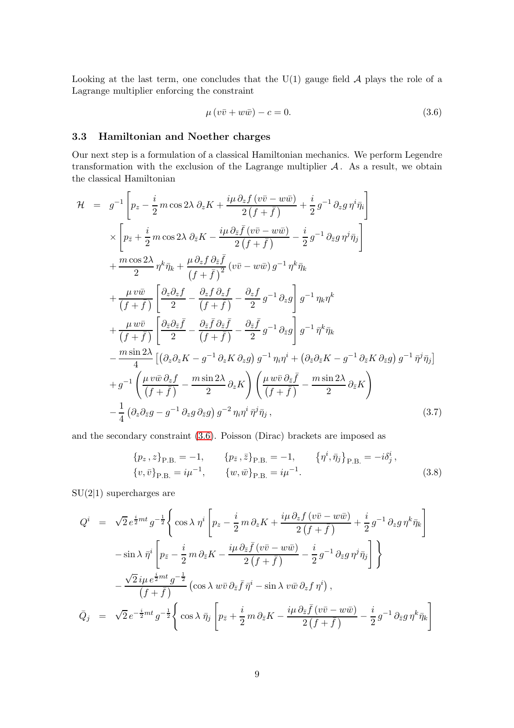Looking at the last term, one concludes that the U(1) gauge field $\mathcal{A}$ plays the role of a Lagrange multiplier enforcing the constraint

$$
\mu\left(v\bar{v}+w\bar{w}\right)-c=0. \tag{3.6}
$$

### 3.3 Hamiltonian and Noether charges

Our next step is a formulation of a classical Hamiltonian mechanics. We perform Legendre transformation with the exclusion of the Lagrange multiplier $\mathcal{A}$. As a result, we obtain the classical Hamiltonian

$$
\begin{aligned}
\mathcal{H} \;=\;& g^{-1}\left[p_z-\frac{i}{2}\,m\cos 2\lambda\,\partial_z K+\frac{i\mu\,\partial_z f\left(v\bar{v}-w\bar{w}\right)}{2\left(f+\bar{f}\right)}+\frac{i}{2}\,g^{-1}\,\partial_z g\,\eta^i\bar{\eta}_i\right] \\
&\times\left[p_{\bar{z}}+\frac{i}{2}\,m\cos 2\lambda\,\partial_{\bar{z}} K-\frac{i\mu\,\partial_{\bar{z}} \bar{f}\left(v\bar{v}-w\bar{w}\right)}{2\left(f+\bar{f}\right)}-\frac{i}{2}\,g^{-1}\,\partial_{\bar{z}} g\,\eta^j\bar{\eta}_j\right] \\
&+\frac{m\cos 2\lambda}{2}\,\eta^k\bar{\eta}_k+\frac{\mu\,\partial_z f\,\partial_{\bar{z}}\bar{f}}{\left(f+\bar{f}\right)^2}\left(v\bar{v}-w\bar{w}\right)g^{-1}\,\eta^k\bar{\eta}_k \\
&+\frac{\mu\,v\bar{w}}{\left(f+\bar{f}\right)}\left[\frac{\partial_z\partial_z f}{2}-\frac{\partial_z f\,\partial_z f}{\left(f+\bar{f}\right)}-\frac{\partial_z f}{2}\,g^{-1}\,\partial_z g\right]g^{-1}\,\eta_k\eta^k \\
&+\frac{\mu\,w\bar{v}}{\left(f+\bar{f}\right)}\left[\frac{\partial_{\bar{z}}\partial_{\bar{z}}\bar{f}}{2}-\frac{\partial_{\bar{z}}\bar{f}\,\partial_{\bar{z}}\bar{f}}{\left(f+\bar{f}\right)}-\frac{\partial_{\bar{z}}\bar{f}}{2}\,g^{-1}\,\partial_{\bar{z}} g\right]g^{-1}\,\bar{\eta}^k\bar{\eta}_k \\
&-\frac{m\sin 2\lambda}{4}\left[\left(\partial_z\partial_z K-g^{-1}\,\partial_z K\,\partial_z g\right)g^{-1}\,\eta_i\eta^i+\left(\partial_{\bar{z}}\partial_{\bar{z}} K-g^{-1}\,\partial_{\bar{z}} K\,\partial_{\bar{z}} g\right)g^{-1}\,\bar{\eta}^j\bar{\eta}_j\right] \\
&+g^{-1}\left(\frac{\mu\,v\bar{w}\,\partial_z f}{\left(f+\bar{f}\right)}-\frac{m\sin 2\lambda}{2}\,\partial_z K\right)\left(\frac{\mu\,w\bar{v}\,\partial_{\bar{z}}\bar{f}}{\left(f+\bar{f}\right)}-\frac{m\sin 2\lambda}{2}\,\partial_{\bar{z}} K\right) \\
&-\frac{1}{4}\left(\partial_z\partial_{\bar{z}} g-g^{-1}\,\partial_z g\,\partial_{\bar{z}} g\right)g^{-2}\,\eta_i\eta^i\,\bar{\eta}^j\bar{\eta}_j\,,
\end{aligned} \tag{3.7}
$$

and the secondary constraint (3.6). Poisson (Dirac) brackets are imposed as

$$
\begin{aligned}
&\left\{p_z\,,z\right\}_{\text{P.B.}}=-1, \qquad \left\{p_{\bar{z}}\,,\bar{z}\right\}_{\text{P.B.}}=-1, \qquad \left\{\eta^i,\bar{\eta}_j\right\}_{\text{P.B.}}=-i\delta^i_j\,, \\
&\left\{v,\bar{v}\right\}_{\text{P.B.}}=i\mu^{-1}, \qquad \left\{w,\bar{w}\right\}_{\text{P.B.}}=i\mu^{-1}.
\end{aligned} \tag{3.8}
$$

SU(2|1) supercharges are

$$
\begin{aligned}
Q^i \;=\;& \sqrt{2}\,e^{\frac{i}{2}mt}\,g^{-\frac{1}{2}}\Bigg\{\cos\lambda\,\eta^i\left[p_z-\frac{i}{2}\,m\,\partial_z K+\frac{i\mu\,\partial_z f\left(v\bar{v}-w\bar{w}\right)}{2\left(f+\bar{f}\right)}+\frac{i}{2}\,g^{-1}\,\partial_z g\,\eta^k\bar{\eta}_k\right] \\
&-\sin\lambda\,\bar{\eta}^i\left[p_{\bar{z}}-\frac{i}{2}\,m\,\partial_{\bar{z}} K-\frac{i\mu\,\partial_{\bar{z}}\bar{f}\left(v\bar{v}-w\bar{w}\right)}{2\left(f+\bar{f}\right)}-\frac{i}{2}\,g^{-1}\,\partial_{\bar{z}} g\,\eta^j\bar{\eta}_j\right]\Bigg\} \\
&-\frac{\sqrt{2}\,i\mu\,e^{\frac{i}{2}mt}\,g^{-\frac{1}{2}}}{\left(f+\bar{f}\right)}\left(\cos\lambda\,w\bar{v}\,\partial_{\bar{z}}\bar{f}\,\bar{\eta}^i-\sin\lambda\,v\bar{w}\,\partial_z f\,\eta^i\right), \\
\bar{Q}_j \;=\;& \sqrt{2}\,e^{-\frac{i}{2}mt}\,g^{-\frac{1}{2}}\Bigg\{\cos\lambda\,\bar{\eta}_j\left[p_{\bar{z}}+\frac{i}{2}\,m\,\partial_{\bar{z}} K-\frac{i\mu\,\partial_{\bar{z}}\bar{f}\left(v\bar{v}-w\bar{w}\right)}{2\left(f+\bar{f}\right)}-\frac{i}{2}\,g^{-1}\,\partial_{\bar{z}} g\,\eta^k\bar{\eta}_k\right]
\end{aligned}
$$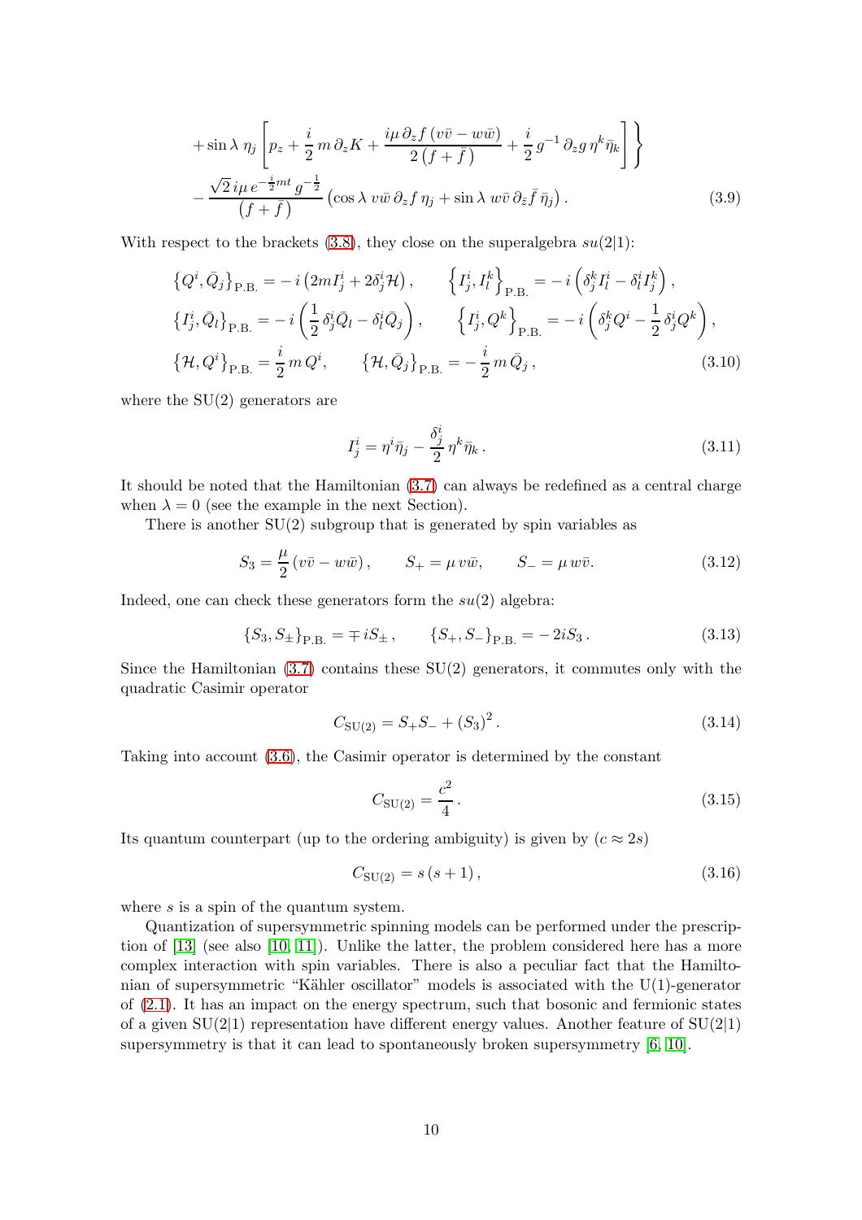$$
+\sin\lambda\,\eta_j\left[p_z+\frac{i}{2}\,m\,\partial_z K+\frac{i\mu\,\partial_z f\,(v\bar v-w\bar w)}{2\,(f+\bar f)}+\frac{i}{2}\,g^{-1}\,\partial_z g\,\eta^k\bar\eta_k\right]\Bigg\}
$$

$$
-\,\frac{\sqrt{2}\,i\mu\,e^{-\frac{i}{2}mt}\,g^{-\frac{1}{2}}}{(f+\bar f)}\left(\cos\lambda\,v\bar w\,\partial_z f\,\eta_j+\sin\lambda\,w\bar v\,\partial_{\bar z}\bar f\,\bar\eta_j\right). \tag{3.9}
$$

With respect to the brackets (3.8), they close on the superalgebra $su(2|1)$:

$$
\begin{aligned}
&\left\{Q^i,\bar Q_j\right\}_{\rm P.B.}=-\,i\left(2mI^i_j+2\delta^i_j\mathcal{H}\right), \qquad \left\{I^i_j,I^k_l\right\}_{\rm P.B.}=-\,i\left(\delta^k_jI^i_l-\delta^i_lI^k_j\right),\\
&\left\{I^i_j,\bar Q_l\right\}_{\rm P.B.}=-\,i\left(\frac{1}{2}\,\delta^i_j\bar Q_l-\delta^i_l\bar Q_j\right), \qquad \left\{I^i_j,Q^k\right\}_{\rm P.B.}=-\,i\left(\delta^k_jQ^i-\frac{1}{2}\,\delta^i_jQ^k\right),\\
&\left\{\mathcal{H},Q^i\right\}_{\rm P.B.}=\frac{i}{2}\,m\,Q^i, \qquad \left\{\mathcal{H},\bar Q_j\right\}_{\rm P.B.}=-\,\frac{i}{2}\,m\,\bar Q_j\,,
\end{aligned} \tag{3.10}
$$

where the SU(2) generators are

$$
I^i_j=\eta^i\bar\eta_j-\frac{\delta^i_j}{2}\,\eta^k\bar\eta_k\,. \tag{3.11}
$$

It should be noted that the Hamiltonian (3.7) can always be redefined as a central charge when $\lambda=0$ (see the example in the next Section).

There is another SU(2) subgroup that is generated by spin variables as

$$
S_3=\frac{\mu}{2}\left(v\bar v-w\bar w\right), \qquad S_+=\mu\,v\bar w, \qquad S_-=\mu\,w\bar v. \tag{3.12}
$$

Indeed, one can check these generators form the $su(2)$ algebra:

$$
\left\{S_3,S_\pm\right\}_{\rm P.B.}=\mp\,iS_\pm\,, \qquad \left\{S_+,S_-\right\}_{\rm P.B.}=-\,2iS_3\,. \tag{3.13}
$$

Since the Hamiltonian (3.7) contains these SU(2) generators, it commutes only with the quadratic Casimir operator

$$
C_{\rm SU(2)}=S_+S_-+\left(S_3\right)^2. \tag{3.14}
$$

Taking into account (3.6), the Casimir operator is determined by the constant

$$
C_{\rm SU(2)}=\frac{c^2}{4}\,. \tag{3.15}
$$

Its quantum counterpart (up to the ordering ambiguity) is given by ($c\approx 2s$)

$$
C_{\rm SU(2)}=s\,(s+1)\,, \tag{3.16}
$$

where $s$ is a spin of the quantum system.

Quantization of supersymmetric spinning models can be performed under the prescription of [13] (see also [10, 11]). Unlike the latter, the problem considered here has a more complex interaction with spin variables. There is also a peculiar fact that the Hamiltonian of supersymmetric "Kähler oscillator" models is associated with the U(1)-generator of (2.1). It has an impact on the energy spectrum, such that bosonic and fermionic states of a given SU(2|1) representation have different energy values. Another feature of SU(2|1) supersymmetry is that it can lead to spontaneously broken supersymmetry [6, 10].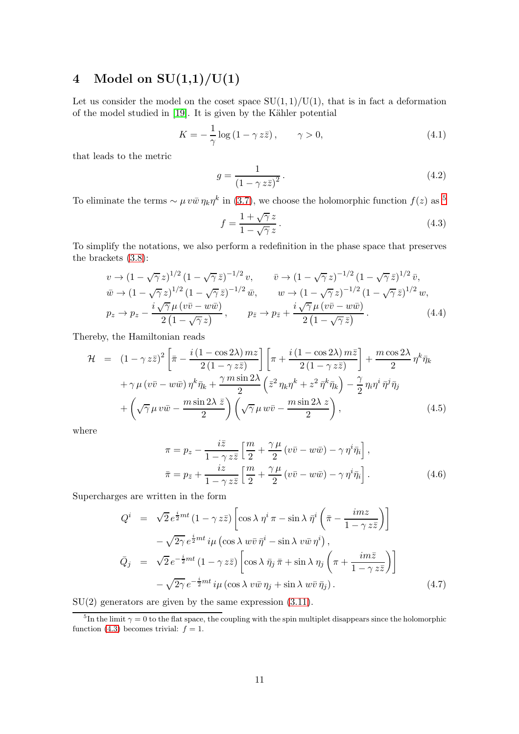# 4 Model on SU(1,1)/U(1)

Let us consider the model on the coset space SU(1,1)/U(1), that is in fact a deformation of the model studied in [19]. It is given by the Kähler potential

$$K = -\frac{1}{\gamma}\log\left(1-\gamma\, z\bar{z}\right), \qquad \gamma>0, \tag{4.1}$$

that leads to the metric

$$g = \frac{1}{\left(1-\gamma\, z\bar{z}\right)^2}\,. \tag{4.2}$$

To eliminate the terms $\sim \mu\, v\bar{w}\,\eta_k\eta^k$ in (3.7), we choose the holomorphic function $f(z)$ as [5]

$$f = \frac{1+\sqrt{\gamma}\,z}{1-\sqrt{\gamma}\,z}\,. \tag{4.3}$$

To simplify the notations, we also perform a redefinition in the phase space that preserves the brackets (3.8):

$$\begin{aligned}
&v \to (1-\sqrt{\gamma}\,z)^{1/2}\,(1-\sqrt{\gamma}\,\bar{z})^{-1/2}\,v, \qquad \bar{v} \to (1-\sqrt{\gamma}\,z)^{-1/2}\,(1-\sqrt{\gamma}\,\bar{z})^{1/2}\,\bar{v},\\
&\bar{w} \to (1-\sqrt{\gamma}\,z)^{1/2}\,(1-\sqrt{\gamma}\,\bar{z})^{-1/2}\,\bar{w}, \qquad w \to (1-\sqrt{\gamma}\,z)^{-1/2}\,(1-\sqrt{\gamma}\,\bar{z})^{1/2}\,w,\\
&p_z \to p_z - \frac{i\,\sqrt{\gamma}\,\mu\,(v\bar{v}-w\bar{w})}{2\,(1-\sqrt{\gamma}\,z)}\,, \qquad p_{\bar{z}} \to p_{\bar{z}} + \frac{i\,\sqrt{\gamma}\,\mu\,(v\bar{v}-w\bar{w})}{2\,(1-\sqrt{\gamma}\,\bar{z})}\,.
\end{aligned} \tag{4.4}$$

Thereby, the Hamiltonian reads

$$\begin{aligned}
\mathcal{H} \;=\;& (1-\gamma\, z\bar{z})^2\left[\bar{\pi} - \frac{i\,(1-\cos 2\lambda)\,mz}{2\,(1-\gamma\, z\bar{z})}\right]\left[\pi + \frac{i\,(1-\cos 2\lambda)\,m\bar{z}}{2\,(1-\gamma\, z\bar{z})}\right] + \frac{m\cos 2\lambda}{2}\,\eta^k\bar{\eta}_k\\
&+\gamma\,\mu\,(v\bar{v}-w\bar{w})\,\eta^k\bar{\eta}_k + \frac{\gamma\, m\sin 2\lambda}{2}\left(\bar{z}^2\,\eta_k\eta^k + z^2\,\bar{\eta}^k\bar{\eta}_k\right) - \frac{\gamma}{2}\,\eta_i\eta^i\,\bar{\eta}^j\bar{\eta}_j\\
&+\left(\sqrt{\gamma}\,\mu\, v\bar{w} - \frac{m\sin 2\lambda\;\bar{z}}{2}\right)\left(\sqrt{\gamma}\,\mu\, w\bar{v} - \frac{m\sin 2\lambda\; z}{2}\right),
\end{aligned} \tag{4.5}$$

where

$$\begin{aligned}
\pi &= p_z - \frac{i\bar{z}}{1-\gamma\, z\bar{z}}\left[\frac{m}{2} + \frac{\gamma\,\mu}{2}\,(v\bar{v}-w\bar{w}) - \gamma\,\eta^i\bar{\eta}_i\right],\\
\bar{\pi} &= p_{\bar{z}} + \frac{iz}{1-\gamma\, z\bar{z}}\left[\frac{m}{2} + \frac{\gamma\,\mu}{2}\,(v\bar{v}-w\bar{w}) - \gamma\,\eta^i\bar{\eta}_i\right].
\end{aligned} \tag{4.6}$$

Supercharges are written in the form

$$\begin{aligned}
Q^i \;=\;& \sqrt{2}\,e^{\frac{i}{2}mt}\,(1-\gamma\, z\bar{z})\left[\cos\lambda\;\eta^i\,\pi - \sin\lambda\;\bar{\eta}^i\left(\bar{\pi} - \frac{imz}{1-\gamma\, z\bar{z}}\right)\right]\\
&-\sqrt{2\gamma}\,e^{\frac{i}{2}mt}\,i\mu\left(\cos\lambda\; w\bar{v}\,\bar{\eta}^i - \sin\lambda\; v\bar{w}\,\eta^i\right),\\
\bar{Q}_j \;=\;& \sqrt{2}\,e^{-\frac{i}{2}mt}\,(1-\gamma\, z\bar{z})\left[\cos\lambda\;\bar{\eta}_j\,\bar{\pi} + \sin\lambda\;\eta_j\left(\pi + \frac{im\bar{z}}{1-\gamma\, z\bar{z}}\right)\right]\\
&-\sqrt{2\gamma}\,e^{-\frac{i}{2}mt}\,i\mu\left(\cos\lambda\; v\bar{w}\,\eta_j + \sin\lambda\; w\bar{v}\,\bar{\eta}_j\right).
\end{aligned} \tag{4.7}$$

SU(2) generators are given by the same expression (3.11).

---

[5] In the limit $\gamma = 0$ to the flat space, the coupling with the spin multiplet disappears since the holomorphic function (4.3) becomes trivial: $f = 1$.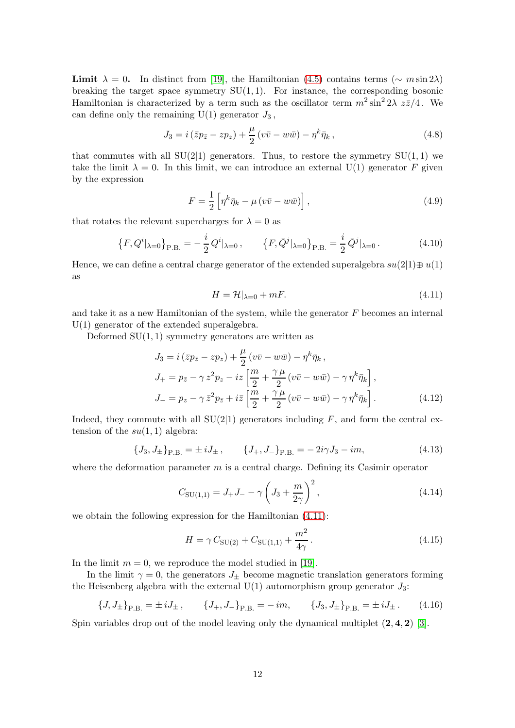**Limit** $\lambda = 0$. In distinct from [19], the Hamiltonian (4.5) contains terms ($\sim m \sin 2\lambda$) breaking the target space symmetry $\mathrm{SU}(1,1)$. For instance, the corresponding bosonic Hamiltonian is characterized by a term such as the oscillator term $m^2 \sin^2 2\lambda \; z\bar{z}/4$. We can define only the remaining $\mathrm{U}(1)$ generator $J_3$,

$$
J_3 = i\left(\bar{z}p_{\bar{z}} - zp_z\right) + \frac{\mu}{2}\left(v\bar{v} - w\bar{w}\right) - \eta^k\bar{\eta}_k\,, \tag{4.8}
$$

that commutes with all $\mathrm{SU}(2|1)$ generators. Thus, to restore the symmetry $\mathrm{SU}(1,1)$ we take the limit $\lambda = 0$. In this limit, we can introduce an external $\mathrm{U}(1)$ generator $F$ given by the expression

$$
F = \frac{1}{2}\left[\eta^k\bar{\eta}_k - \mu\left(v\bar{v} - w\bar{w}\right)\right], \tag{4.9}
$$

that rotates the relevant supercharges for $\lambda = 0$ as

$$
\left\{F, Q^i|_{\lambda=0}\right\}_{\mathrm{P.B.}} = -\,\frac{i}{2}\,Q^i|_{\lambda=0}\,, \qquad \left\{F, \bar{Q}^j|_{\lambda=0}\right\}_{\mathrm{P.B.}} = \frac{i}{2}\,\bar{Q}^j|_{\lambda=0}\,. \tag{4.10}
$$

Hence, we can define a central charge generator of the extended superalgebra $su(2|1)\niplus u(1)$ as

$$
H = \mathcal{H}|_{\lambda=0} + mF. \tag{4.11}
$$

and take it as a new Hamiltonian of the system, while the generator $F$ becomes an internal $\mathrm{U}(1)$ generator of the extended superalgebra.

Deformed $\mathrm{SU}(1,1)$ symmetry generators are written as

$$
\begin{aligned}
J_3 &= i\left(\bar{z}p_{\bar{z}} - zp_z\right) + \frac{\mu}{2}\left(v\bar{v} - w\bar{w}\right) - \eta^k\bar{\eta}_k\,,\\
J_+ &= p_{\bar{z}} - \gamma\, z^2 p_z - iz\left[\frac{m}{2} + \frac{\gamma\,\mu}{2}\left(v\bar{v} - w\bar{w}\right) - \gamma\,\eta^k\bar{\eta}_k\right],\\
J_- &= p_z - \gamma\,\bar{z}^2 p_{\bar{z}} + i\bar{z}\left[\frac{m}{2} + \frac{\gamma\,\mu}{2}\left(v\bar{v} - w\bar{w}\right) - \gamma\,\eta^k\bar{\eta}_k\right].
\end{aligned} \tag{4.12}
$$

Indeed, they commute with all $\mathrm{SU}(2|1)$ generators including $F$, and form the central extension of the $su(1,1)$ algebra:

$$
\left\{J_3, J_\pm\right\}_{\mathrm{P.B.}} = \pm\, iJ_\pm\,, \qquad \left\{J_+, J_-\right\}_{\mathrm{P.B.}} = -\,2i\gamma J_3 - im, \tag{4.13}
$$

where the deformation parameter $m$ is a central charge. Defining its Casimir operator

$$
C_{\mathrm{SU}(1,1)} = J_+J_- - \gamma\left(J_3 + \frac{m}{2\gamma}\right)^2, \tag{4.14}
$$

we obtain the following expression for the Hamiltonian (4.11):

$$
H = \gamma\, C_{\mathrm{SU}(2)} + C_{\mathrm{SU}(1,1)} + \frac{m^2}{4\gamma}\,. \tag{4.15}
$$

In the limit $m = 0$, we reproduce the model studied in [19].

In the limit $\gamma = 0$, the generators $J_\pm$ become magnetic translation generators forming the Heisenberg algebra with the external $\mathrm{U}(1)$ automorphism group generator $J_3$:

$$
\left\{J, J_\pm\right\}_{\mathrm{P.B.}} = \pm\, iJ_\pm\,, \qquad \left\{J_+, J_-\right\}_{\mathrm{P.B.}} = -\,im, \qquad \left\{J_3, J_\pm\right\}_{\mathrm{P.B.}} = \pm\, iJ_\pm\,. \tag{4.16}
$$

Spin variables drop out of the model leaving only the dynamical multiplet $(\mathbf{2},\mathbf{4},\mathbf{2})$ [3].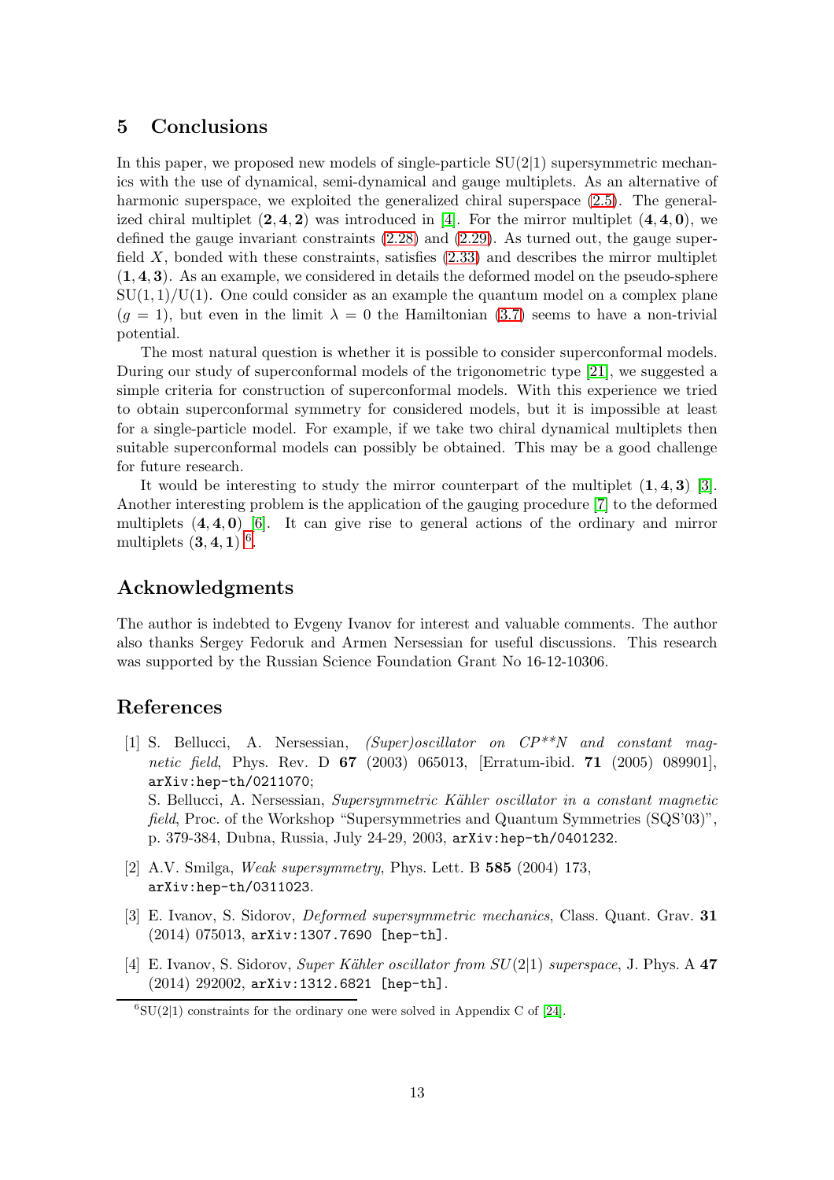## 5 Conclusions

In this paper, we proposed new models of single-particle SU(2|1) supersymmetric mechanics with the use of dynamical, semi-dynamical and gauge multiplets. As an alternative of harmonic superspace, we exploited the generalized chiral superspace (2.5). The generalized chiral multiplet $(\mathbf{2}, \mathbf{4}, \mathbf{2})$ was introduced in [4]. For the mirror multiplet $(\mathbf{4}, \mathbf{4}, \mathbf{0})$, we defined the gauge invariant constraints (2.28) and (2.29). As turned out, the gauge superfield $X$, bonded with these constraints, satisfies (2.33) and describes the mirror multiplet $(\mathbf{1}, \mathbf{4}, \mathbf{3})$. As an example, we considered in details the deformed model on the pseudo-sphere SU(1, 1)/U(1). One could consider as an example the quantum model on a complex plane ($g = 1$), but even in the limit $\lambda = 0$ the Hamiltonian (3.7) seems to have a non-trivial potential.

The most natural question is whether it is possible to consider superconformal models. During our study of superconformal models of the trigonometric type [21], we suggested a simple criteria for construction of superconformal models. With this experience we tried to obtain superconformal symmetry for considered models, but it is impossible at least for a single-particle model. For example, if we take two chiral dynamical multiplets then suitable superconformal models can possibly be obtained. This may be a good challenge for future research.

It would be interesting to study the mirror counterpart of the multiplet $(\mathbf{1}, \mathbf{4}, \mathbf{3})$ [3]. Another interesting problem is the application of the gauging procedure [7] to the deformed multiplets $(\mathbf{4}, \mathbf{4}, \mathbf{0})$ [6]. It can give rise to general actions of the ordinary and mirror multiplets $(\mathbf{3}, \mathbf{4}, \mathbf{1})$ [6].

## Acknowledgments

The author is indebted to Evgeny Ivanov for interest and valuable comments. The author also thanks Sergey Fedoruk and Armen Nersessian for useful discussions. This research was supported by the Russian Science Foundation Grant No 16-12-10306.

## References

[1] S. Bellucci, A. Nersessian, *(Super)oscillator on CP**N and constant magnetic field*, Phys. Rev. D **67** (2003) 065013, [Erratum-ibid. **71** (2005) 089901], arXiv:hep-th/0211070;
S. Bellucci, A. Nersessian, *Supersymmetric Kähler oscillator in a constant magnetic field*, Proc. of the Workshop "Supersymmetries and Quantum Symmetries (SQS'03)", p. 379-384, Dubna, Russia, July 24-29, 2003, arXiv:hep-th/0401232.

[2] A.V. Smilga, *Weak supersymmetry*, Phys. Lett. B **585** (2004) 173, arXiv:hep-th/0311023.

[3] E. Ivanov, S. Sidorov, *Deformed supersymmetric mechanics*, Class. Quant. Grav. **31** (2014) 075013, arXiv:1307.7690 [hep-th].

[4] E. Ivanov, S. Sidorov, *Super Kähler oscillator from SU(2|1) superspace*, J. Phys. A **47** (2014) 292002, arXiv:1312.6821 [hep-th].

[6] SU(2|1) constraints for the ordinary one were solved in Appendix C of [24].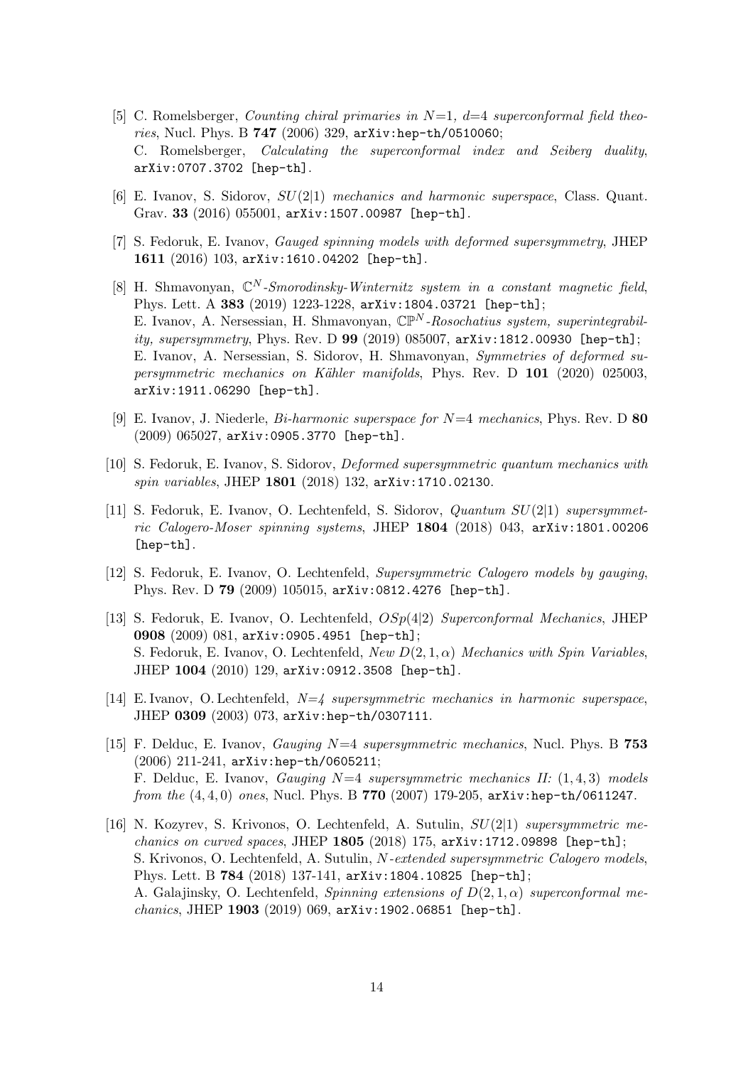[5] C. Romelsberger, *Counting chiral primaries in $N$=1, $d$=4 superconformal field theories*, Nucl. Phys. B **747** (2006) 329, `arXiv:hep-th/0510060`;
C. Romelsberger, *Calculating the superconformal index and Seiberg duality*, `arXiv:0707.3702 [hep-th]`.

[6] E. Ivanov, S. Sidorov, *$SU(2|1)$ mechanics and harmonic superspace*, Class. Quant. Grav. **33** (2016) 055001, `arXiv:1507.00987 [hep-th]`.

[7] S. Fedoruk, E. Ivanov, *Gauged spinning models with deformed supersymmetry*, JHEP **1611** (2016) 103, `arXiv:1610.04202 [hep-th]`.

[8] H. Shmavonyan, *$\mathbb{C}^N$-Smorodinsky-Winternitz system in a constant magnetic field*, Phys. Lett. A **383** (2019) 1223-1228, `arXiv:1804.03721 [hep-th]`;
E. Ivanov, A. Nersessian, H. Shmavonyan, *$\mathbb{CP}^N$-Rosochatius system, superintegrability, supersymmetry*, Phys. Rev. D **99** (2019) 085007, `arXiv:1812.00930 [hep-th]`;
E. Ivanov, A. Nersessian, S. Sidorov, H. Shmavonyan, *Symmetries of deformed supersymmetric mechanics on Kähler manifolds*, Phys. Rev. D **101** (2020) 025003, `arXiv:1911.06290 [hep-th]`.

[9] E. Ivanov, J. Niederle, *Bi-harmonic superspace for $N$=4 mechanics*, Phys. Rev. D **80** (2009) 065027, `arXiv:0905.3770 [hep-th]`.

[10] S. Fedoruk, E. Ivanov, S. Sidorov, *Deformed supersymmetric quantum mechanics with spin variables*, JHEP **1801** (2018) 132, `arXiv:1710.02130`.

[11] S. Fedoruk, E. Ivanov, O. Lechtenfeld, S. Sidorov, *Quantum $SU(2|1)$ supersymmetric Calogero-Moser spinning systems*, JHEP **1804** (2018) 043, `arXiv:1801.00206 [hep-th]`.

[12] S. Fedoruk, E. Ivanov, O. Lechtenfeld, *Supersymmetric Calogero models by gauging*, Phys. Rev. D **79** (2009) 105015, `arXiv:0812.4276 [hep-th]`.

[13] S. Fedoruk, E. Ivanov, O. Lechtenfeld, *$OSp(4|2)$ Superconformal Mechanics*, JHEP **0908** (2009) 081, `arXiv:0905.4951 [hep-th]`;
S. Fedoruk, E. Ivanov, O. Lechtenfeld, *New $D(2,1,\alpha)$ Mechanics with Spin Variables*, JHEP **1004** (2010) 129, `arXiv:0912.3508 [hep-th]`.

[14] E. Ivanov, O. Lechtenfeld, *$N$=4 supersymmetric mechanics in harmonic superspace*, JHEP **0309** (2003) 073, `arXiv:hep-th/0307111`.

[15] F. Delduc, E. Ivanov, *Gauging $N$=4 supersymmetric mechanics*, Nucl. Phys. B **753** (2006) 211-241, `arXiv:hep-th/0605211`;
F. Delduc, E. Ivanov, *Gauging $N$=4 supersymmetric mechanics II: $(1,4,3)$ models from the $(4,4,0)$ ones*, Nucl. Phys. B **770** (2007) 179-205, `arXiv:hep-th/0611247`.

[16] N. Kozyrev, S. Krivonos, O. Lechtenfeld, A. Sutulin, *$SU(2|1)$ supersymmetric mechanics on curved spaces*, JHEP **1805** (2018) 175, `arXiv:1712.09898 [hep-th]`;
S. Krivonos, O. Lechtenfeld, A. Sutulin, *$N$-extended supersymmetric Calogero models*, Phys. Lett. B **784** (2018) 137-141, `arXiv:1804.10825 [hep-th]`;
A. Galajinsky, O. Lechtenfeld, *Spinning extensions of $D(2,1,\alpha)$ superconformal mechanics*, JHEP **1903** (2019) 069, `arXiv:1902.06851 [hep-th]`.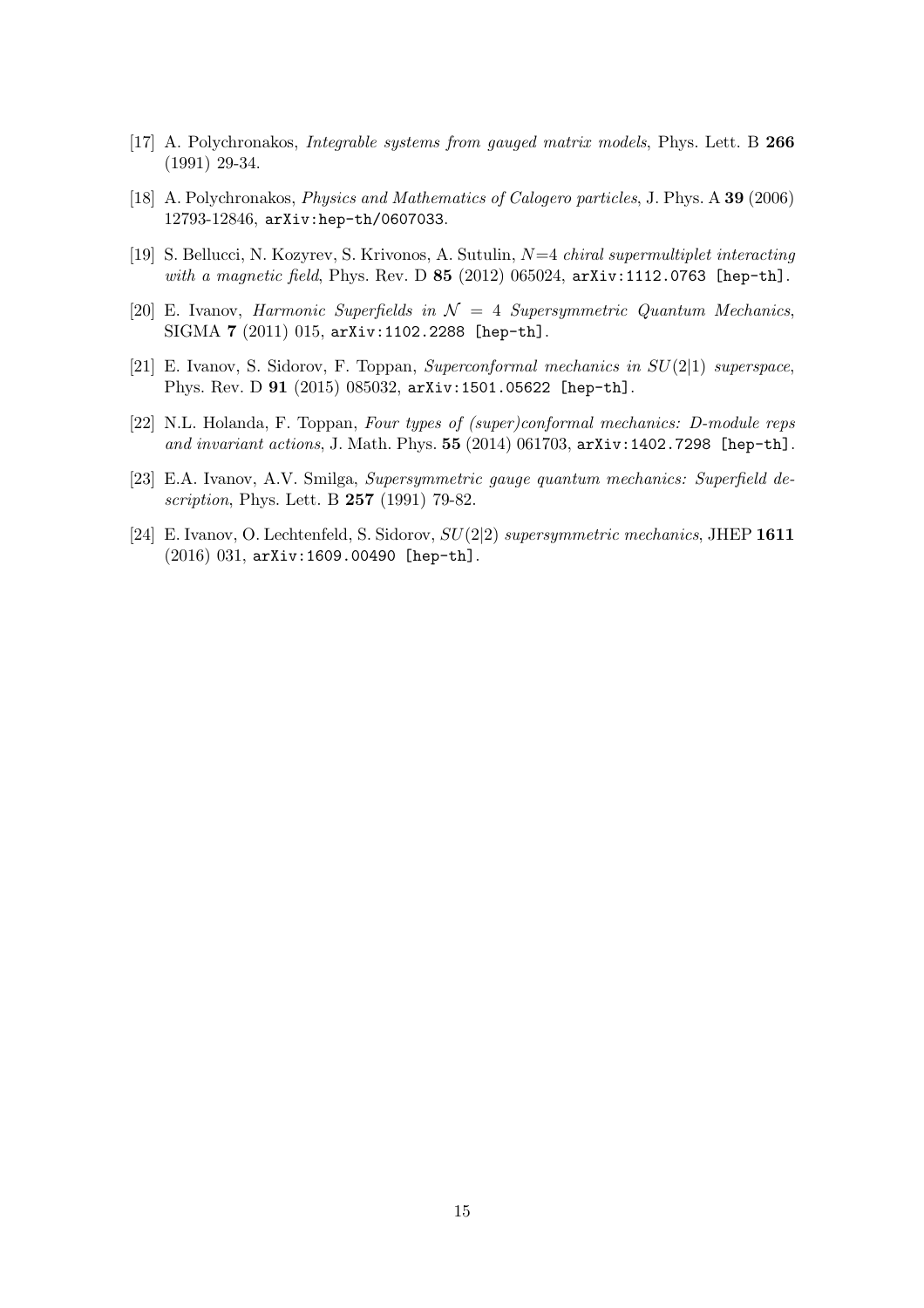[17] A. Polychronakos, *Integrable systems from gauged matrix models*, Phys. Lett. B **266** (1991) 29-34.

[18] A. Polychronakos, *Physics and Mathematics of Calogero particles*, J. Phys. A **39** (2006) 12793-12846, `arXiv:hep-th/0607033`.

[19] S. Bellucci, N. Kozyrev, S. Krivonos, A. Sutulin, *$N$=4 chiral supermultiplet interacting with a magnetic field*, Phys. Rev. D **85** (2012) 065024, `arXiv:1112.0763 [hep-th]`.

[20] E. Ivanov, *Harmonic Superfields in $\mathcal{N} = 4$ Supersymmetric Quantum Mechanics*, SIGMA **7** (2011) 015, `arXiv:1102.2288 [hep-th]`.

[21] E. Ivanov, S. Sidorov, F. Toppan, *Superconformal mechanics in $SU(2|1)$ superspace*, Phys. Rev. D **91** (2015) 085032, `arXiv:1501.05622 [hep-th]`.

[22] N.L. Holanda, F. Toppan, *Four types of (super)conformal mechanics: D-module reps and invariant actions*, J. Math. Phys. **55** (2014) 061703, `arXiv:1402.7298 [hep-th]`.

[23] E.A. Ivanov, A.V. Smilga, *Supersymmetric gauge quantum mechanics: Superfield description*, Phys. Lett. B **257** (1991) 79-82.

[24] E. Ivanov, O. Lechtenfeld, S. Sidorov, *$SU(2|2)$ supersymmetric mechanics*, JHEP **1611** (2016) 031, `arXiv:1609.00490 [hep-th]`.